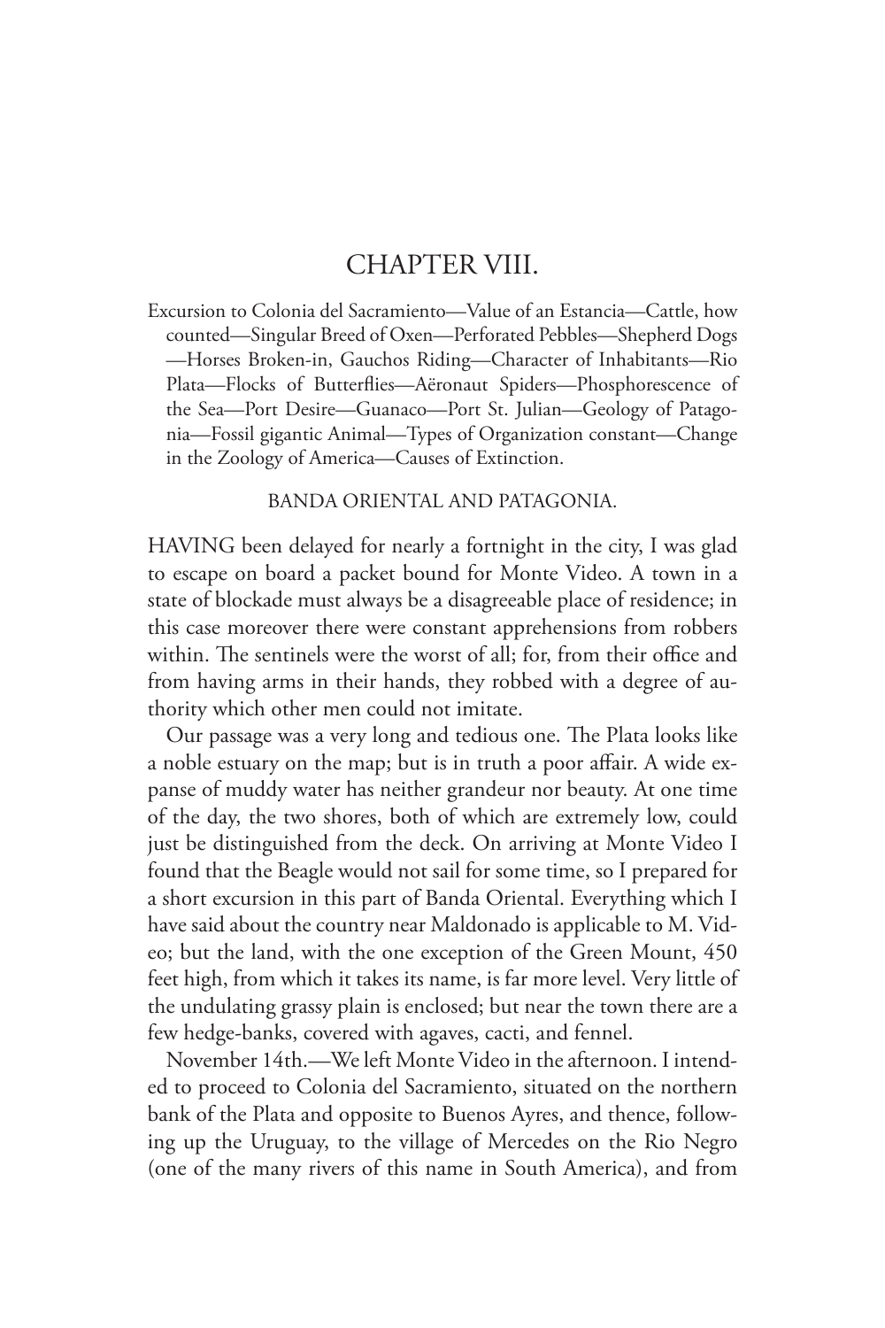# CHAPTER VIII.

Excursion to Colonia del Sacramiento—Value of an Estancia—Cattle, how counted—Singular Breed of Oxen—Perforated Pebbles—Shepherd Dogs—Horses Broken-in, Gauchos Riding—Character of Inhabitants—Rio Plata—Flocks of Butterflies—Aëronaut Spiders—Phosphorescence of the Sea—Port Desire—Guanaco—Port St. Julian—Geology of Patagonia—Fossil gigantic Animal—Types of Organization constant—Change in the Zoology of America—Causes of Extinction.

## BANDA ORIENTAL AND PATAGONIA.

HAVING been delayed for nearly a fortnight in the city, I was glad to escape on board a packet bound for Monte Video. A town in a state of blockade must always be a disagreeable place of residence; in this case moreover there were constant apprehensions from robbers within. The sentinels were the worst of all; for, from their office and from having arms in their hands, they robbed with a degree of authority which other men could not imitate.

Our passage was a very long and tedious one. The Plata looks like a noble estuary on the map; but is in truth a poor affair. A wide expanse of muddy water has neither grandeur nor beauty. At one time of the day, the two shores, both of which are extremely low, could just be distinguished from the deck. On arriving at Monte Video I found that the Beagle would not sail for some time, so I prepared for a short excursion in this part of Banda Oriental. Everything which I have said about the country near Maldonado is applicable to M. Video; but the land, with the one exception of the Green Mount, 450 feet high, from which it takes its name, is far more level. Very little of the undulating grassy plain is enclosed; but near the town there are a few hedge-banks, covered with agaves, cacti, and fennel.

November 14th.—We left Monte Video in the afternoon. I intended to proceed to Colonia del Sacramiento, situated on the northern bank of the Plata and opposite to Buenos Ayres, and thence, following up the Uruguay, to the village of Mercedes on the Rio Negro (one of the many rivers of this name in South America), and from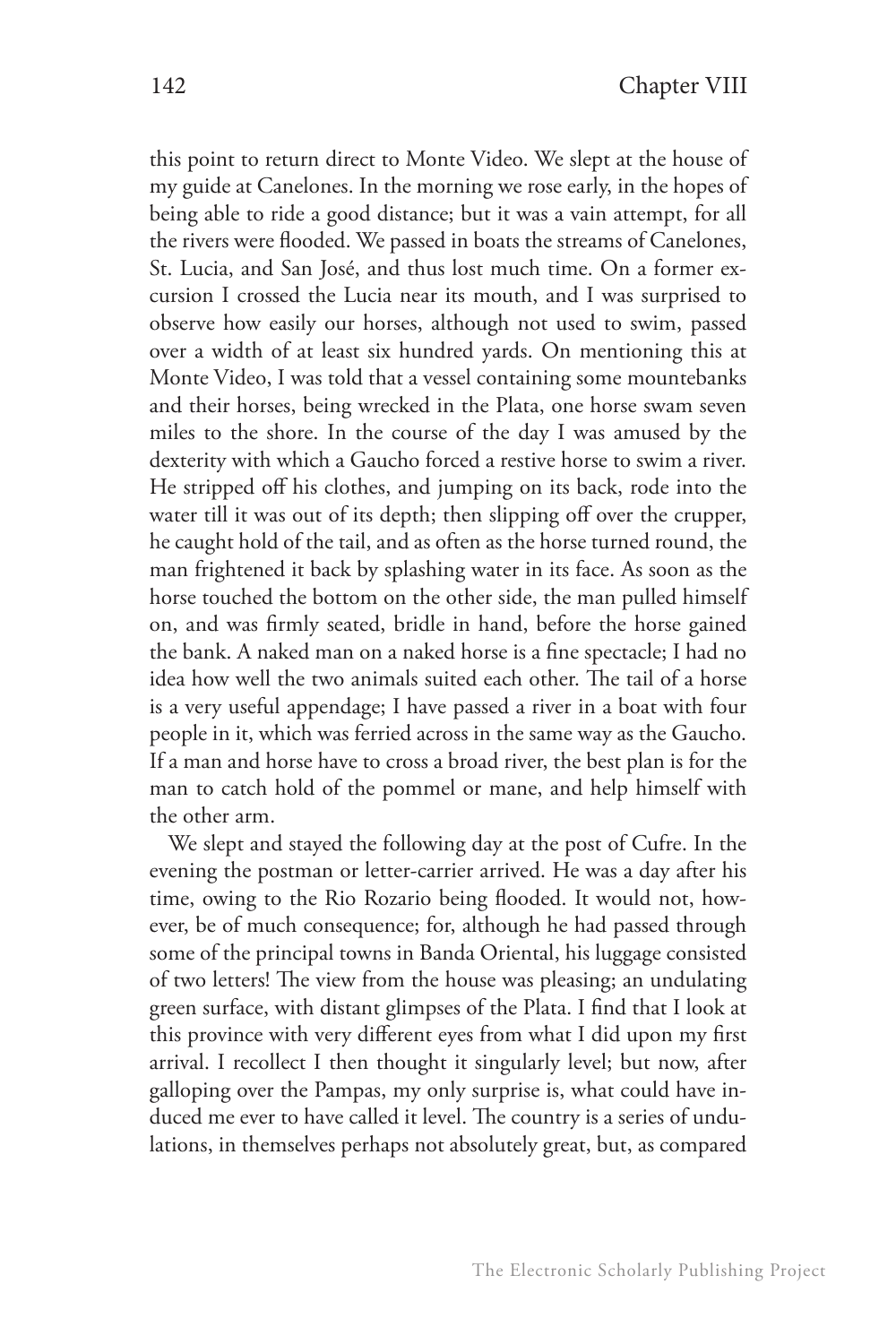this point to return direct to Monte Video. We slept at the house of my guide at Canelones. In the morning we rose early, in the hopes of being able to ride a good distance; but it was a vain attempt, for all the rivers were flooded. We passed in boats the streams of Canelones, St. Lucia, and San José, and thus lost much time. On a former excursion I crossed the Lucia near its mouth, and I was surprised to observe how easily our horses, although not used to swim, passed over a width of at least six hundred yards. On mentioning this at Monte Video, I was told that a vessel containing some mountebanks and their horses, being wrecked in the Plata, one horse swam seven miles to the shore. In the course of the day I was amused by the dexterity with which a Gaucho forced a restive horse to swim a river. He stripped off his clothes, and jumping on its back, rode into the water till it was out of its depth; then slipping off over the crupper, he caught hold of the tail, and as often as the horse turned round, the man frightened it back by splashing water in its face. As soon as the horse touched the bottom on the other side, the man pulled himself on, and was firmly seated, bridle in hand, before the horse gained the bank. A naked man on a naked horse is a fine spectacle; I had no idea how well the two animals suited each other. The tail of a horse is a very useful appendage; I have passed a river in a boat with four people in it, which was ferried across in the same way as the Gaucho. If a man and horse have to cross a broad river, the best plan is for the man to catch hold of the pommel or mane, and help himself with the other arm.

We slept and stayed the following day at the post of Cufre. In the evening the postman or letter-carrier arrived. He was a day after his time, owing to the Rio Rozario being flooded. It would not, however, be of much consequence; for, although he had passed through some of the principal towns in Banda Oriental, his luggage consisted of two letters! The view from the house was pleasing; an undulating green surface, with distant glimpses of the Plata. I find that I look at this province with very different eyes from what I did upon my first arrival. I recollect I then thought it singularly level; but now, after galloping over the Pampas, my only surprise is, what could have induced me ever to have called it level. The country is a series of undulations, in themselves perhaps not absolutely great, but, as compared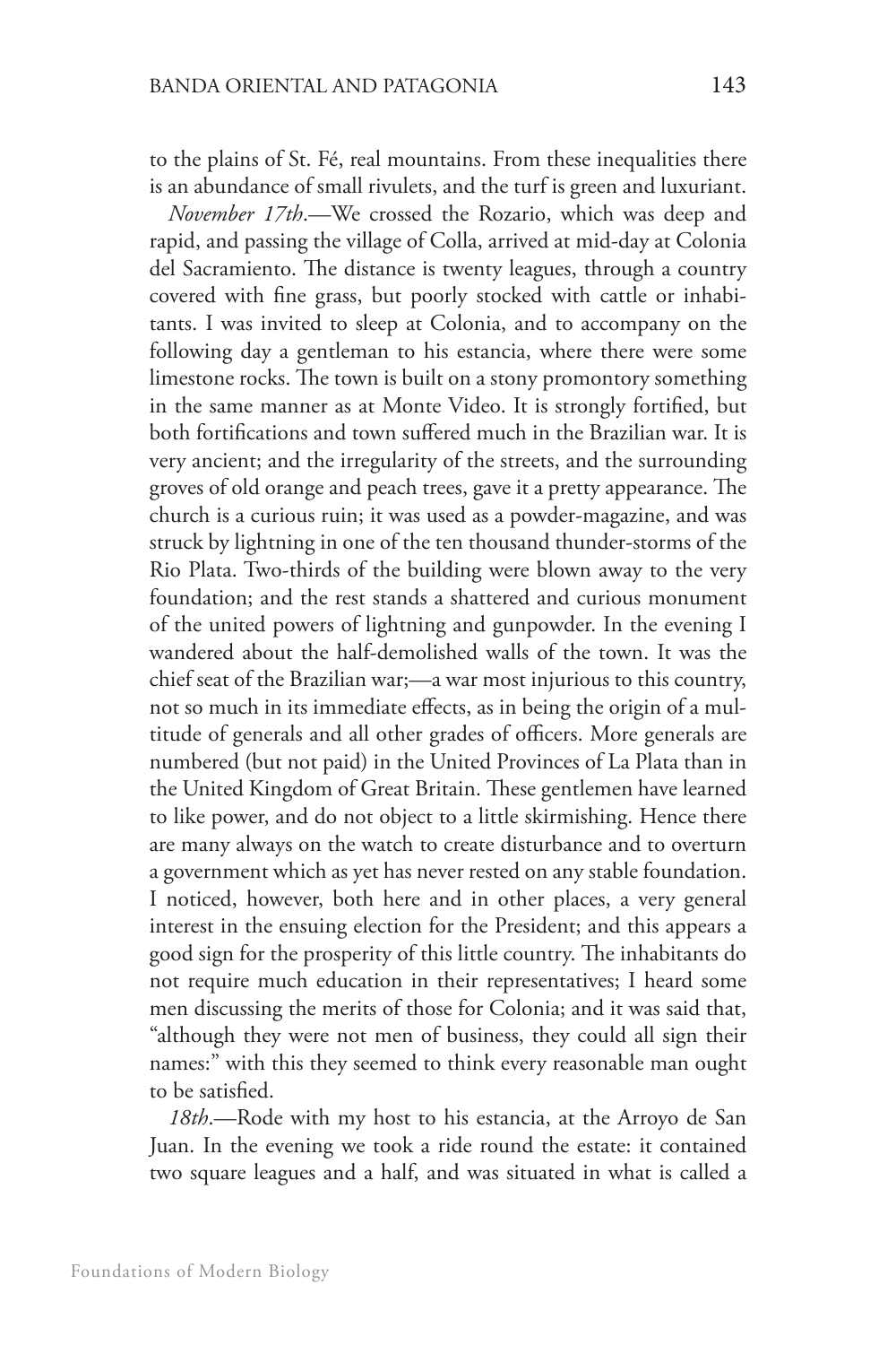to the plains of St. Fé, real mountains. From these inequalities there is an abundance of small rivulets, and the turf is green and luxuriant.

*November 17th*.—We crossed the Rozario, which was deep and rapid, and passing the village of Colla, arrived at mid-day at Colonia del Sacramiento. The distance is twenty leagues, through a country covered with fine grass, but poorly stocked with cattle or inhabitants. I was invited to sleep at Colonia, and to accompany on the following day a gentleman to his estancia, where there were some limestone rocks. The town is built on a stony promontory something in the same manner as at Monte Video. It is strongly fortified, but both fortifications and town suffered much in the Brazilian war. It is very ancient; and the irregularity of the streets, and the surrounding groves of old orange and peach trees, gave it a pretty appearance. The church is a curious ruin; it was used as a powder-magazine, and was struck by lightning in one of the ten thousand thunder-storms of the Rio Plata. Two-thirds of the building were blown away to the very foundation; and the rest stands a shattered and curious monument of the united powers of lightning and gunpowder. In the evening I wandered about the half-demolished walls of the town. It was the chief seat of the Brazilian war;—a war most injurious to this country, not so much in its immediate effects, as in being the origin of a multitude of generals and all other grades of officers. More generals are numbered (but not paid) in the United Provinces of La Plata than in the United Kingdom of Great Britain. These gentlemen have learned to like power, and do not object to a little skirmishing. Hence there are many always on the watch to create disturbance and to overturn a government which as yet has never rested on any stable foundation. I noticed, however, both here and in other places, a very general interest in the ensuing election for the President; and this appears a good sign for the prosperity of this little country. The inhabitants do not require much education in their representatives; I heard some men discussing the merits of those for Colonia; and it was said that, "although they were not men of business, they could all sign their names:" with this they seemed to think every reasonable man ought to be satisfied.

*18th*.—Rode with my host to his estancia, at the Arroyo de San Juan. In the evening we took a ride round the estate: it contained two square leagues and a half, and was situated in what is called a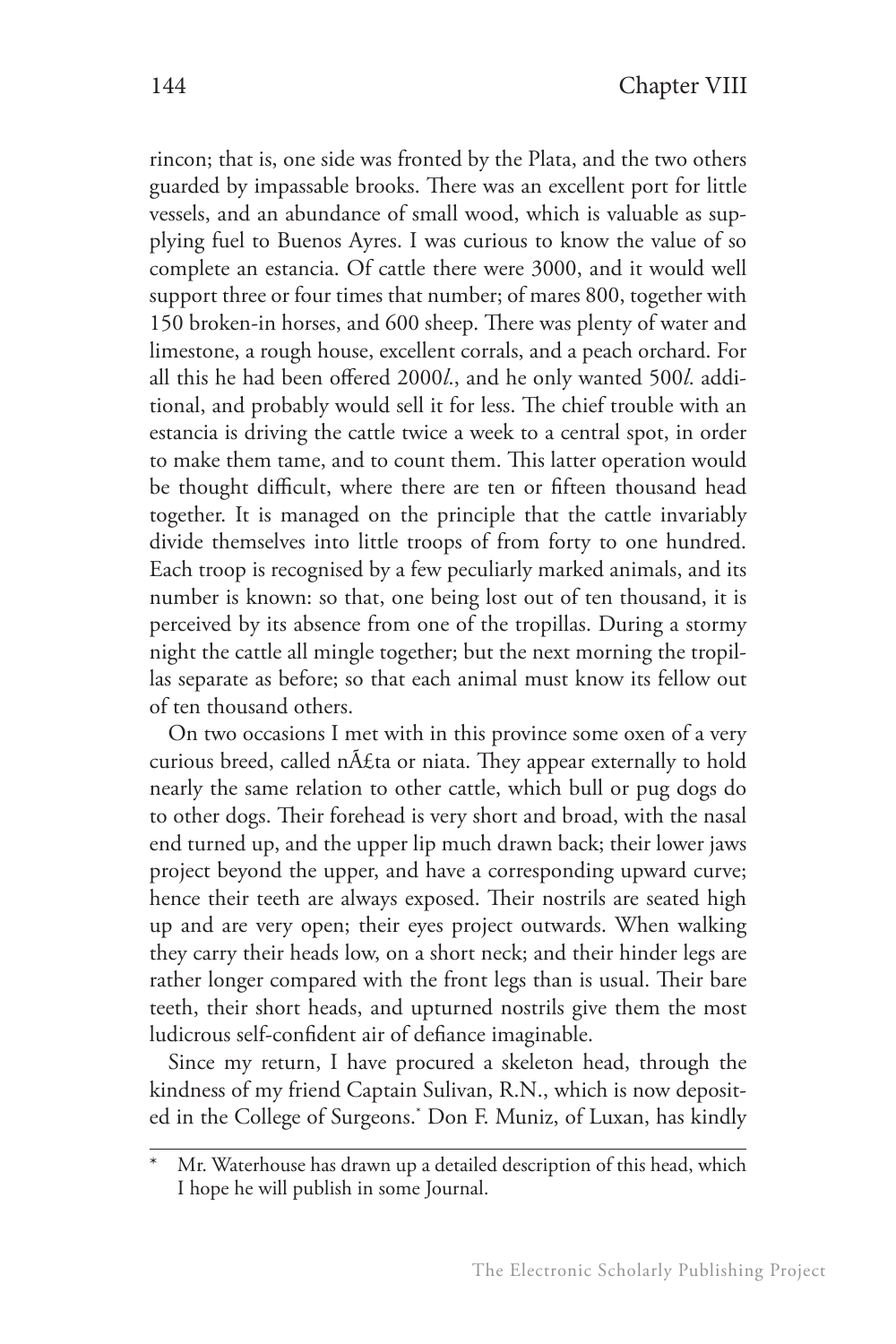rincon; that is, one side was fronted by the Plata, and the two others guarded by impassable brooks. There was an excellent port for little vessels, and an abundance of small wood, which is valuable as supplying fuel to Buenos Ayres. I was curious to know the value of so complete an estancia. Of cattle there were 3000, and it would well support three or four times that number; of mares 800, together with 150 broken-in horses, and 600 sheep. There was plenty of water and limestone, a rough house, excellent corrals, and a peach orchard. For all this he had been offered 2000*l*., and he only wanted 500*l*. additional, and probably would sell it for less. The chief trouble with an estancia is driving the cattle twice a week to a central spot, in order to make them tame, and to count them. This latter operation would be thought difficult, where there are ten or fifteen thousand head together. It is managed on the principle that the cattle invariably divide themselves into little troops of from forty to one hundred. Each troop is recognised by a few peculiarly marked animals, and its number is known: so that, one being lost out of ten thousand, it is perceived by its absence from one of the tropillas. During a stormy night the cattle all mingle together; but the next morning the tropillas separate as before; so that each animal must know its fellow out of ten thousand others.

On two occasions I met with in this province some oxen of a very curious breed, called nÃ£ta or niata. They appear externally to hold nearly the same relation to other cattle, which bull or pug dogs do to other dogs. Their forehead is very short and broad, with the nasal end turned up, and the upper lip much drawn back; their lower jaws project beyond the upper, and have a corresponding upward curve; hence their teeth are always exposed. Their nostrils are seated high up and are very open; their eyes project outwards. When walking they carry their heads low, on a short neck; and their hinder legs are rather longer compared with the front legs than is usual. Their bare teeth, their short heads, and upturned nostrils give them the most ludicrous self-confident air of defiance imaginable.

Since my return, I have procured a skeleton head, through the kindness of my friend Captain Sulivan, R.N., which is now deposited in the College of Surgeons.* Don F. Muniz, of Luxan, has kindly

---

* Mr. Waterhouse has drawn up a detailed description of this head, which I hope he will publish in some Journal.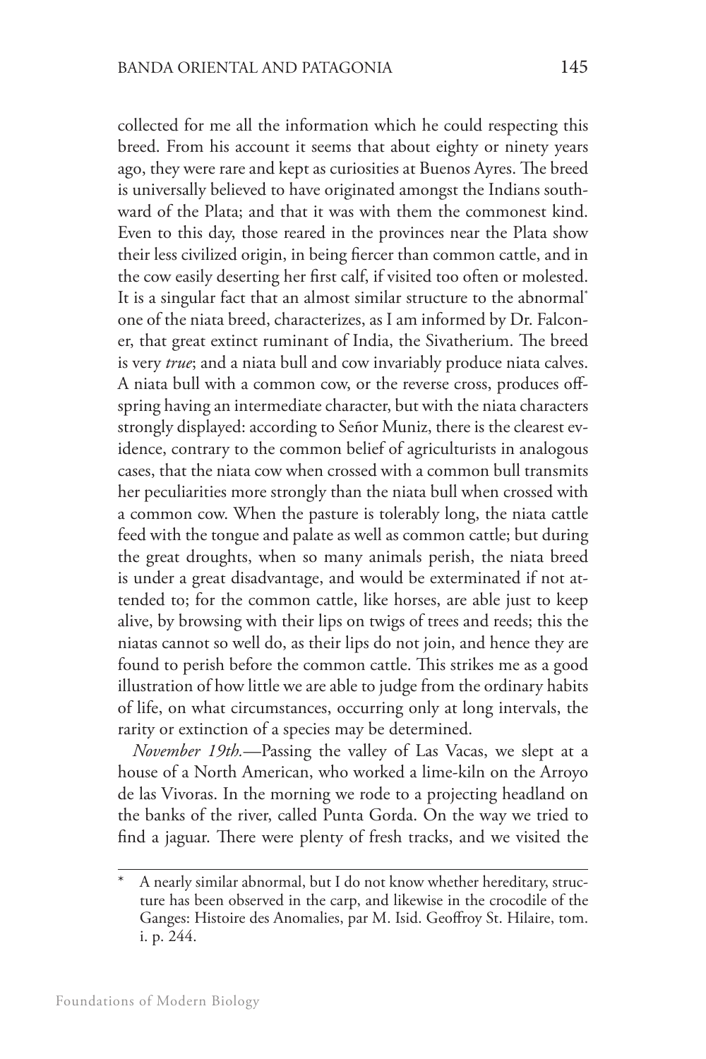collected for me all the information which he could respecting this breed. From his account it seems that about eighty or ninety years ago, they were rare and kept as curiosities at Buenos Ayres. The breed is universally believed to have originated amongst the Indians southward of the Plata; and that it was with them the commonest kind. Even to this day, those reared in the provinces near the Plata show their less civilized origin, in being fiercer than common cattle, and in the cow easily deserting her first calf, if visited too often or molested. It is a singular fact that an almost similar structure to the abnormal* one of the niata breed, characterizes, as I am informed by Dr. Falconer, that great extinct ruminant of India, the Sivatherium. The breed is very *true*; and a niata bull and cow invariably produce niata calves. A niata bull with a common cow, or the reverse cross, produces offspring having an intermediate character, but with the niata characters strongly displayed: according to Señor Muniz, there is the clearest evidence, contrary to the common belief of agriculturists in analogous cases, that the niata cow when crossed with a common bull transmits her peculiarities more strongly than the niata bull when crossed with a common cow. When the pasture is tolerably long, the niata cattle feed with the tongue and palate as well as common cattle; but during the great droughts, when so many animals perish, the niata breed is under a great disadvantage, and would be exterminated if not attended to; for the common cattle, like horses, are able just to keep alive, by browsing with their lips on twigs of trees and reeds; this the niatas cannot so well do, as their lips do not join, and hence they are found to perish before the common cattle. This strikes me as a good illustration of how little we are able to judge from the ordinary habits of life, on what circumstances, occurring only at long intervals, the rarity or extinction of a species may be determined.

*November 19th.*—Passing the valley of Las Vacas, we slept at a house of a North American, who worked a lime-kiln on the Arroyo de las Vivoras. In the morning we rode to a projecting headland on the banks of the river, called Punta Gorda. On the way we tried to find a jaguar. There were plenty of fresh tracks, and we visited the

---

* A nearly similar abnormal, but I do not know whether hereditary, structure has been observed in the carp, and likewise in the crocodile of the Ganges: Histoire des Anomalies, par M. Isid. Geoffroy St. Hilaire, tom. i. p. 244.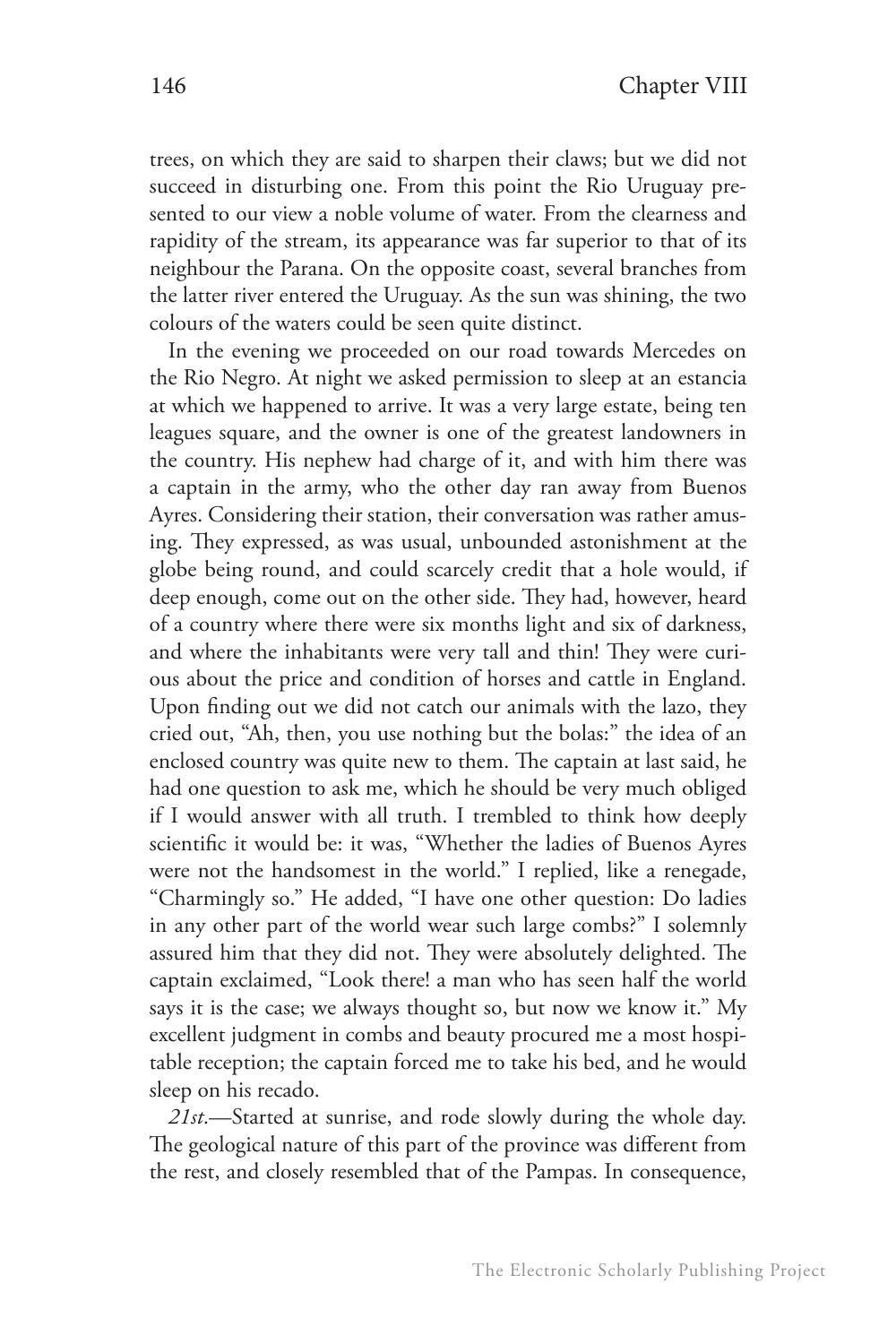trees, on which they are said to sharpen their claws; but we did not succeed in disturbing one. From this point the Rio Uruguay presented to our view a noble volume of water. From the clearness and rapidity of the stream, its appearance was far superior to that of its neighbour the Parana. On the opposite coast, several branches from the latter river entered the Uruguay. As the sun was shining, the two colours of the waters could be seen quite distinct.

In the evening we proceeded on our road towards Mercedes on the Rio Negro. At night we asked permission to sleep at an estancia at which we happened to arrive. It was a very large estate, being ten leagues square, and the owner is one of the greatest landowners in the country. His nephew had charge of it, and with him there was a captain in the army, who the other day ran away from Buenos Ayres. Considering their station, their conversation was rather amusing. They expressed, as was usual, unbounded astonishment at the globe being round, and could scarcely credit that a hole would, if deep enough, come out on the other side. They had, however, heard of a country where there were six months light and six of darkness, and where the inhabitants were very tall and thin! They were curious about the price and condition of horses and cattle in England. Upon finding out we did not catch our animals with the lazo, they cried out, "Ah, then, you use nothing but the bolas:" the idea of an enclosed country was quite new to them. The captain at last said, he had one question to ask me, which he should be very much obliged if I would answer with all truth. I trembled to think how deeply scientific it would be: it was, "Whether the ladies of Buenos Ayres were not the handsomest in the world." I replied, like a renegade, "Charmingly so." He added, "I have one other question: Do ladies in any other part of the world wear such large combs?" I solemnly assured him that they did not. They were absolutely delighted. The captain exclaimed, "Look there! a man who has seen half the world says it is the case; we always thought so, but now we know it." My excellent judgment in combs and beauty procured me a most hospitable reception; the captain forced me to take his bed, and he would sleep on his recado.

*21st.*—Started at sunrise, and rode slowly during the whole day. The geological nature of this part of the province was different from the rest, and closely resembled that of the Pampas. In consequence,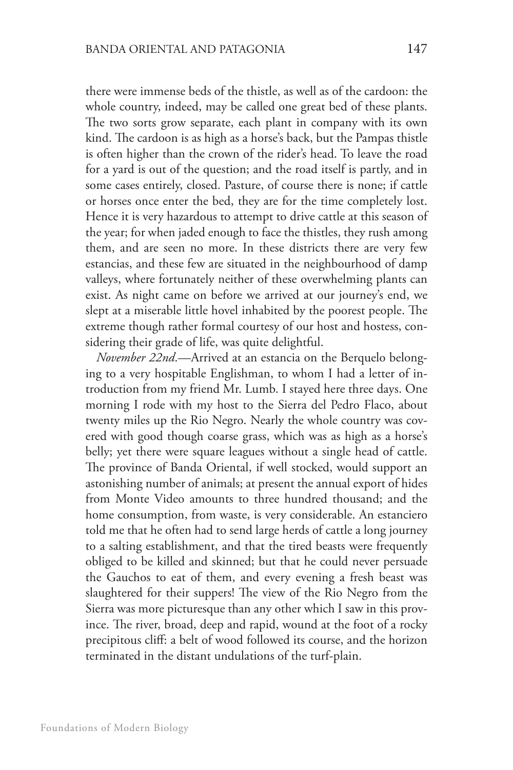there were immense beds of the thistle, as well as of the cardoon: the whole country, indeed, may be called one great bed of these plants. The two sorts grow separate, each plant in company with its own kind. The cardoon is as high as a horse's back, but the Pampas thistle is often higher than the crown of the rider's head. To leave the road for a yard is out of the question; and the road itself is partly, and in some cases entirely, closed. Pasture, of course there is none; if cattle or horses once enter the bed, they are for the time completely lost. Hence it is very hazardous to attempt to drive cattle at this season of the year; for when jaded enough to face the thistles, they rush among them, and are seen no more. In these districts there are very few estancias, and these few are situated in the neighbourhood of damp valleys, where fortunately neither of these overwhelming plants can exist. As night came on before we arrived at our journey's end, we slept at a miserable little hovel inhabited by the poorest people. The extreme though rather formal courtesy of our host and hostess, considering their grade of life, was quite delightful.

*November 22nd*.—Arrived at an estancia on the Berquelo belonging to a very hospitable Englishman, to whom I had a letter of introduction from my friend Mr. Lumb. I stayed here three days. One morning I rode with my host to the Sierra del Pedro Flaco, about twenty miles up the Rio Negro. Nearly the whole country was covered with good though coarse grass, which was as high as a horse's belly; yet there were square leagues without a single head of cattle. The province of Banda Oriental, if well stocked, would support an astonishing number of animals; at present the annual export of hides from Monte Video amounts to three hundred thousand; and the home consumption, from waste, is very considerable. An estanciero told me that he often had to send large herds of cattle a long journey to a salting establishment, and that the tired beasts were frequently obliged to be killed and skinned; but that he could never persuade the Gauchos to eat of them, and every evening a fresh beast was slaughtered for their suppers! The view of the Rio Negro from the Sierra was more picturesque than any other which I saw in this province. The river, broad, deep and rapid, wound at the foot of a rocky precipitous cliff: a belt of wood followed its course, and the horizon terminated in the distant undulations of the turf-plain.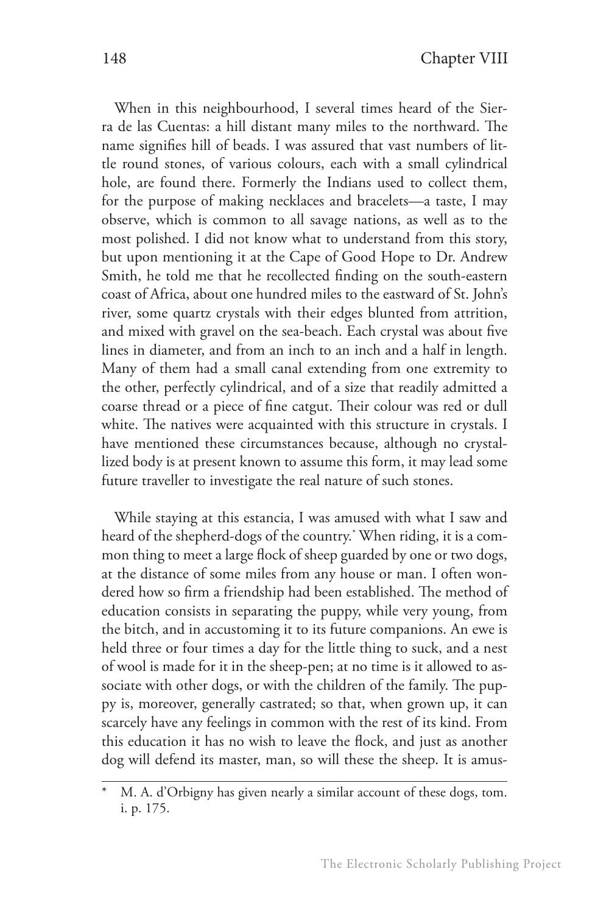When in this neighbourhood, I several times heard of the Sierra de las Cuentas: a hill distant many miles to the northward. The name signifies hill of beads. I was assured that vast numbers of little round stones, of various colours, each with a small cylindrical hole, are found there. Formerly the Indians used to collect them, for the purpose of making necklaces and bracelets—a taste, I may observe, which is common to all savage nations, as well as to the most polished. I did not know what to understand from this story, but upon mentioning it at the Cape of Good Hope to Dr. Andrew Smith, he told me that he recollected finding on the south-eastern coast of Africa, about one hundred miles to the eastward of St. John's river, some quartz crystals with their edges blunted from attrition, and mixed with gravel on the sea-beach. Each crystal was about five lines in diameter, and from an inch to an inch and a half in length. Many of them had a small canal extending from one extremity to the other, perfectly cylindrical, and of a size that readily admitted a coarse thread or a piece of fine catgut. Their colour was red or dull white. The natives were acquainted with this structure in crystals. I have mentioned these circumstances because, although no crystallized body is at present known to assume this form, it may lead some future traveller to investigate the real nature of such stones.

While staying at this estancia, I was amused with what I saw and heard of the shepherd-dogs of the country.* When riding, it is a common thing to meet a large flock of sheep guarded by one or two dogs, at the distance of some miles from any house or man. I often wondered how so firm a friendship had been established. The method of education consists in separating the puppy, while very young, from the bitch, and in accustoming it to its future companions. An ewe is held three or four times a day for the little thing to suck, and a nest of wool is made for it in the sheep-pen; at no time is it allowed to associate with other dogs, or with the children of the family. The puppy is, moreover, generally castrated; so that, when grown up, it can scarcely have any feelings in common with the rest of its kind. From this education it has no wish to leave the flock, and just as another dog will defend its master, man, so will these the sheep. It is amus-

---

* M. A. d'Orbigny has given nearly a similar account of these dogs, tom. i. p. 175.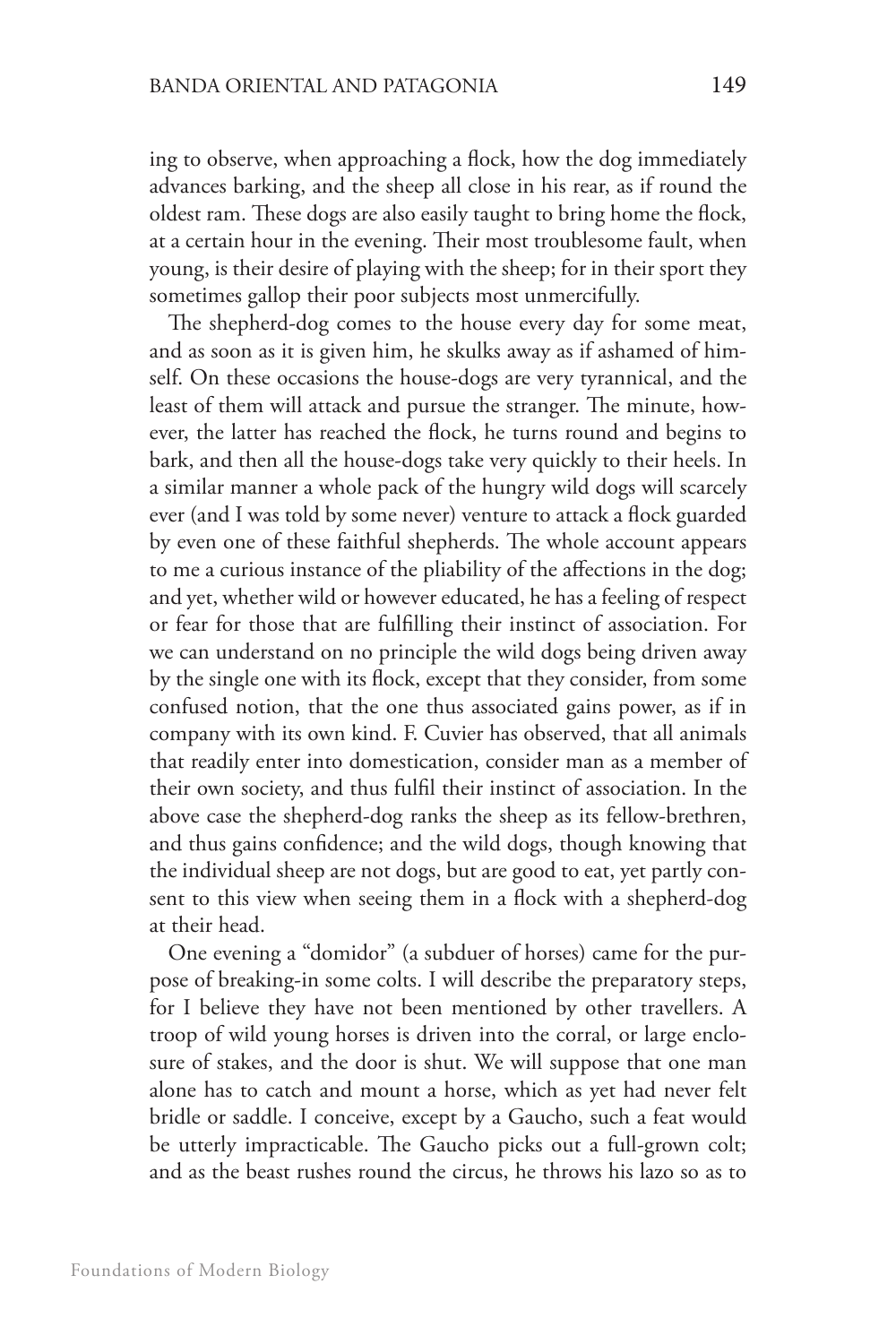ing to observe, when approaching a flock, how the dog immediately advances barking, and the sheep all close in his rear, as if round the oldest ram. These dogs are also easily taught to bring home the flock, at a certain hour in the evening. Their most troublesome fault, when young, is their desire of playing with the sheep; for in their sport they sometimes gallop their poor subjects most unmercifully.

The shepherd-dog comes to the house every day for some meat, and as soon as it is given him, he skulks away as if ashamed of himself. On these occasions the house-dogs are very tyrannical, and the least of them will attack and pursue the stranger. The minute, however, the latter has reached the flock, he turns round and begins to bark, and then all the house-dogs take very quickly to their heels. In a similar manner a whole pack of the hungry wild dogs will scarcely ever (and I was told by some never) venture to attack a flock guarded by even one of these faithful shepherds. The whole account appears to me a curious instance of the pliability of the affections in the dog; and yet, whether wild or however educated, he has a feeling of respect or fear for those that are fulfilling their instinct of association. For we can understand on no principle the wild dogs being driven away by the single one with its flock, except that they consider, from some confused notion, that the one thus associated gains power, as if in company with its own kind. F. Cuvier has observed, that all animals that readily enter into domestication, consider man as a member of their own society, and thus fulfil their instinct of association. In the above case the shepherd-dog ranks the sheep as its fellow-brethren, and thus gains confidence; and the wild dogs, though knowing that the individual sheep are not dogs, but are good to eat, yet partly consent to this view when seeing them in a flock with a shepherd-dog at their head.

One evening a "domidor" (a subduer of horses) came for the purpose of breaking-in some colts. I will describe the preparatory steps, for I believe they have not been mentioned by other travellers. A troop of wild young horses is driven into the corral, or large enclosure of stakes, and the door is shut. We will suppose that one man alone has to catch and mount a horse, which as yet had never felt bridle or saddle. I conceive, except by a Gaucho, such a feat would be utterly impracticable. The Gaucho picks out a full-grown colt; and as the beast rushes round the circus, he throws his lazo so as to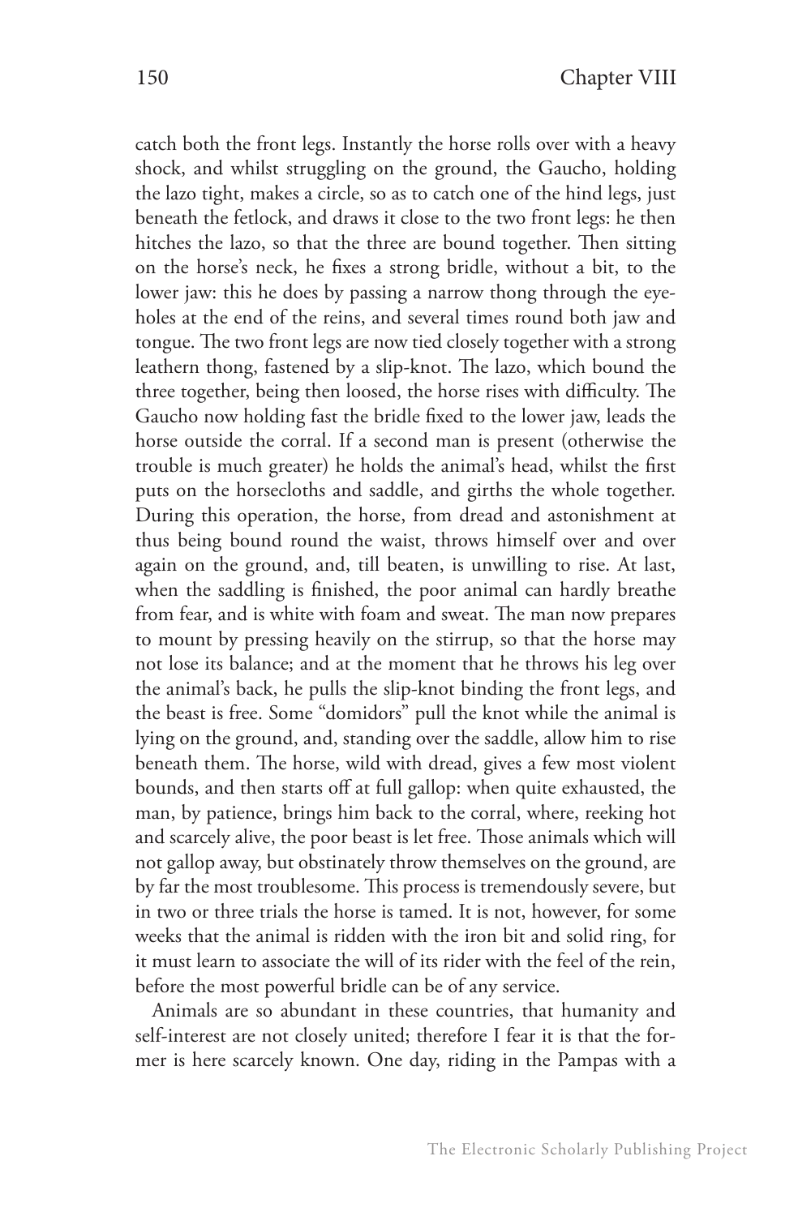catch both the front legs. Instantly the horse rolls over with a heavy shock, and whilst struggling on the ground, the Gaucho, holding the lazo tight, makes a circle, so as to catch one of the hind legs, just beneath the fetlock, and draws it close to the two front legs: he then hitches the lazo, so that the three are bound together. Then sitting on the horse's neck, he fixes a strong bridle, without a bit, to the lower jaw: this he does by passing a narrow thong through the eye-holes at the end of the reins, and several times round both jaw and tongue. The two front legs are now tied closely together with a strong leathern thong, fastened by a slip-knot. The lazo, which bound the three together, being then loosed, the horse rises with difficulty. The Gaucho now holding fast the bridle fixed to the lower jaw, leads the horse outside the corral. If a second man is present (otherwise the trouble is much greater) he holds the animal's head, whilst the first puts on the horsecloths and saddle, and girths the whole together. During this operation, the horse, from dread and astonishment at thus being bound round the waist, throws himself over and over again on the ground, and, till beaten, is unwilling to rise. At last, when the saddling is finished, the poor animal can hardly breathe from fear, and is white with foam and sweat. The man now prepares to mount by pressing heavily on the stirrup, so that the horse may not lose its balance; and at the moment that he throws his leg over the animal's back, he pulls the slip-knot binding the front legs, and the beast is free. Some "domidors" pull the knot while the animal is lying on the ground, and, standing over the saddle, allow him to rise beneath them. The horse, wild with dread, gives a few most violent bounds, and then starts off at full gallop: when quite exhausted, the man, by patience, brings him back to the corral, where, reeking hot and scarcely alive, the poor beast is let free. Those animals which will not gallop away, but obstinately throw themselves on the ground, are by far the most troublesome. This process is tremendously severe, but in two or three trials the horse is tamed. It is not, however, for some weeks that the animal is ridden with the iron bit and solid ring, for it must learn to associate the will of its rider with the feel of the rein, before the most powerful bridle can be of any service.

Animals are so abundant in these countries, that humanity and self-interest are not closely united; therefore I fear it is that the former is here scarcely known. One day, riding in the Pampas with a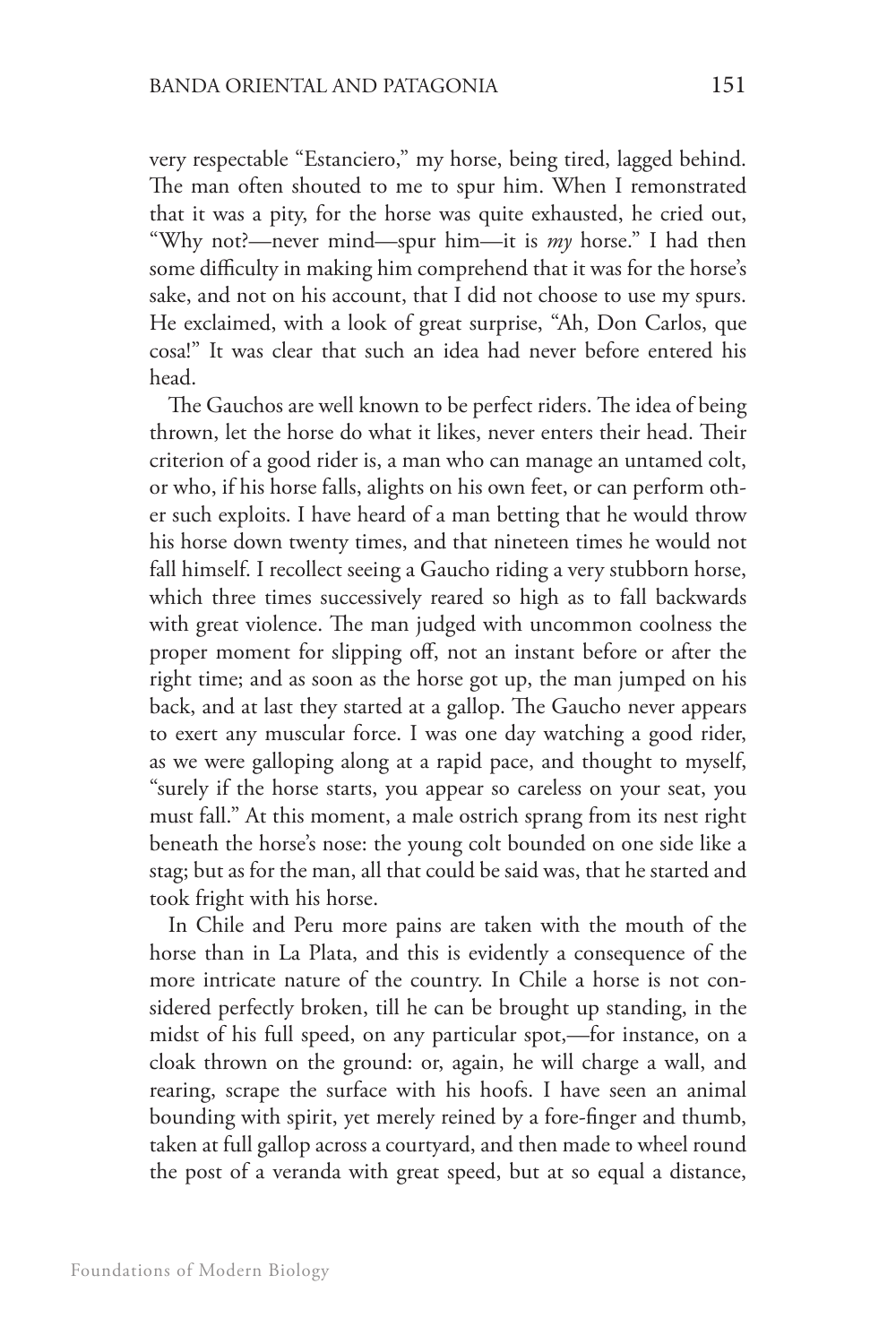very respectable "Estanciero," my horse, being tired, lagged behind. The man often shouted to me to spur him. When I remonstrated that it was a pity, for the horse was quite exhausted, he cried out, "Why not?—never mind—spur him—it is *my* horse." I had then some difficulty in making him comprehend that it was for the horse's sake, and not on his account, that I did not choose to use my spurs. He exclaimed, with a look of great surprise, "Ah, Don Carlos, que cosa!" It was clear that such an idea had never before entered his head.

The Gauchos are well known to be perfect riders. The idea of being thrown, let the horse do what it likes, never enters their head. Their criterion of a good rider is, a man who can manage an untamed colt, or who, if his horse falls, alights on his own feet, or can perform other such exploits. I have heard of a man betting that he would throw his horse down twenty times, and that nineteen times he would not fall himself. I recollect seeing a Gaucho riding a very stubborn horse, which three times successively reared so high as to fall backwards with great violence. The man judged with uncommon coolness the proper moment for slipping off, not an instant before or after the right time; and as soon as the horse got up, the man jumped on his back, and at last they started at a gallop. The Gaucho never appears to exert any muscular force. I was one day watching a good rider, as we were galloping along at a rapid pace, and thought to myself, "surely if the horse starts, you appear so careless on your seat, you must fall." At this moment, a male ostrich sprang from its nest right beneath the horse's nose: the young colt bounded on one side like a stag; but as for the man, all that could be said was, that he started and took fright with his horse.

In Chile and Peru more pains are taken with the mouth of the horse than in La Plata, and this is evidently a consequence of the more intricate nature of the country. In Chile a horse is not considered perfectly broken, till he can be brought up standing, in the midst of his full speed, on any particular spot,—for instance, on a cloak thrown on the ground: or, again, he will charge a wall, and rearing, scrape the surface with his hoofs. I have seen an animal bounding with spirit, yet merely reined by a fore-finger and thumb, taken at full gallop across a courtyard, and then made to wheel round the post of a veranda with great speed, but at so equal a distance,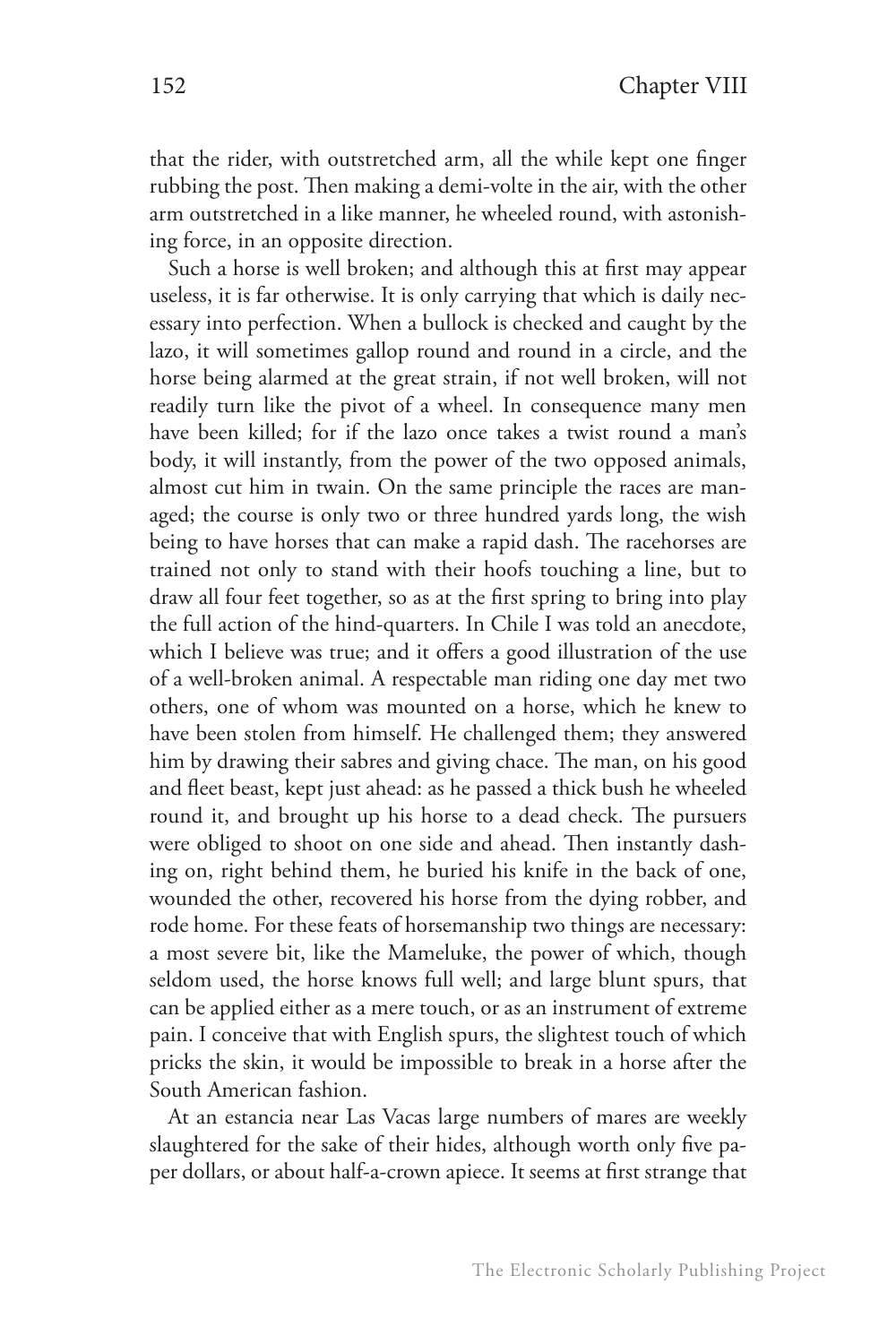that the rider, with outstretched arm, all the while kept one finger rubbing the post. Then making a demi-volte in the air, with the other arm outstretched in a like manner, he wheeled round, with astonishing force, in an opposite direction.

Such a horse is well broken; and although this at first may appear useless, it is far otherwise. It is only carrying that which is daily necessary into perfection. When a bullock is checked and caught by the lazo, it will sometimes gallop round and round in a circle, and the horse being alarmed at the great strain, if not well broken, will not readily turn like the pivot of a wheel. In consequence many men have been killed; for if the lazo once takes a twist round a man's body, it will instantly, from the power of the two opposed animals, almost cut him in twain. On the same principle the races are managed; the course is only two or three hundred yards long, the wish being to have horses that can make a rapid dash. The racehorses are trained not only to stand with their hoofs touching a line, but to draw all four feet together, so as at the first spring to bring into play the full action of the hind-quarters. In Chile I was told an anecdote, which I believe was true; and it offers a good illustration of the use of a well-broken animal. A respectable man riding one day met two others, one of whom was mounted on a horse, which he knew to have been stolen from himself. He challenged them; they answered him by drawing their sabres and giving chace. The man, on his good and fleet beast, kept just ahead: as he passed a thick bush he wheeled round it, and brought up his horse to a dead check. The pursuers were obliged to shoot on one side and ahead. Then instantly dashing on, right behind them, he buried his knife in the back of one, wounded the other, recovered his horse from the dying robber, and rode home. For these feats of horsemanship two things are necessary: a most severe bit, like the Mameluke, the power of which, though seldom used, the horse knows full well; and large blunt spurs, that can be applied either as a mere touch, or as an instrument of extreme pain. I conceive that with English spurs, the slightest touch of which pricks the skin, it would be impossible to break in a horse after the South American fashion.

At an estancia near Las Vacas large numbers of mares are weekly slaughtered for the sake of their hides, although worth only five paper dollars, or about half-a-crown apiece. It seems at first strange that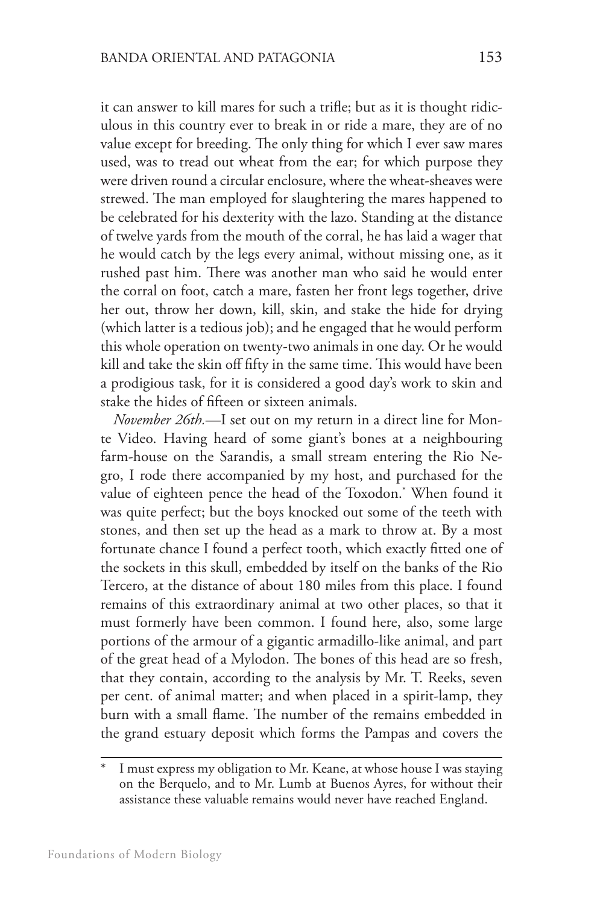it can answer to kill mares for such a trifle; but as it is thought ridiculous in this country ever to break in or ride a mare, they are of no value except for breeding. The only thing for which I ever saw mares used, was to tread out wheat from the ear; for which purpose they were driven round a circular enclosure, where the wheat-sheaves were strewed. The man employed for slaughtering the mares happened to be celebrated for his dexterity with the lazo. Standing at the distance of twelve yards from the mouth of the corral, he has laid a wager that he would catch by the legs every animal, without missing one, as it rushed past him. There was another man who said he would enter the corral on foot, catch a mare, fasten her front legs together, drive her out, throw her down, kill, skin, and stake the hide for drying (which latter is a tedious job); and he engaged that he would perform this whole operation on twenty-two animals in one day. Or he would kill and take the skin off fifty in the same time. This would have been a prodigious task, for it is considered a good day's work to skin and stake the hides of fifteen or sixteen animals.

*November 26th.*—I set out on my return in a direct line for Monte Video. Having heard of some giant's bones at a neighbouring farm-house on the Sarandis, a small stream entering the Rio Negro, I rode there accompanied by my host, and purchased for the value of eighteen pence the head of the Toxodon.* When found it was quite perfect; but the boys knocked out some of the teeth with stones, and then set up the head as a mark to throw at. By a most fortunate chance I found a perfect tooth, which exactly fitted one of the sockets in this skull, embedded by itself on the banks of the Rio Tercero, at the distance of about 180 miles from this place. I found remains of this extraordinary animal at two other places, so that it must formerly have been common. I found here, also, some large portions of the armour of a gigantic armadillo-like animal, and part of the great head of a Mylodon. The bones of this head are so fresh, that they contain, according to the analysis by Mr. T. Reeks, seven per cent. of animal matter; and when placed in a spirit-lamp, they burn with a small flame. The number of the remains embedded in the grand estuary deposit which forms the Pampas and covers the

---

\* I must express my obligation to Mr. Keane, at whose house I was staying on the Berquelo, and to Mr. Lumb at Buenos Ayres, for without their assistance these valuable remains would never have reached England.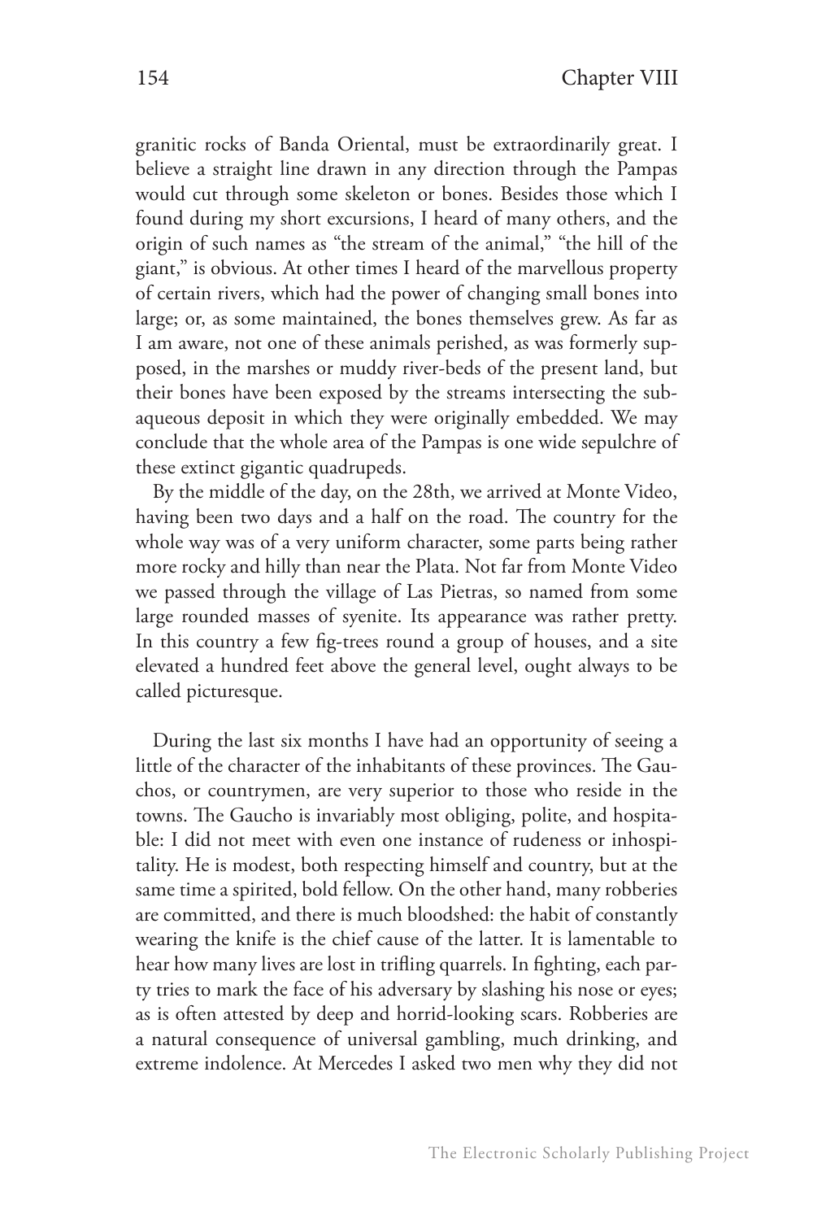granitic rocks of Banda Oriental, must be extraordinarily great. I believe a straight line drawn in any direction through the Pampas would cut through some skeleton or bones. Besides those which I found during my short excursions, I heard of many others, and the origin of such names as "the stream of the animal," "the hill of the giant," is obvious. At other times I heard of the marvellous property of certain rivers, which had the power of changing small bones into large; or, as some maintained, the bones themselves grew. As far as I am aware, not one of these animals perished, as was formerly supposed, in the marshes or muddy river-beds of the present land, but their bones have been exposed by the streams intersecting the subaqueous deposit in which they were originally embedded. We may conclude that the whole area of the Pampas is one wide sepulchre of these extinct gigantic quadrupeds.

By the middle of the day, on the 28th, we arrived at Monte Video, having been two days and a half on the road. The country for the whole way was of a very uniform character, some parts being rather more rocky and hilly than near the Plata. Not far from Monte Video we passed through the village of Las Pietras, so named from some large rounded masses of syenite. Its appearance was rather pretty. In this country a few fig-trees round a group of houses, and a site elevated a hundred feet above the general level, ought always to be called picturesque.

During the last six months I have had an opportunity of seeing a little of the character of the inhabitants of these provinces. The Gauchos, or countrymen, are very superior to those who reside in the towns. The Gaucho is invariably most obliging, polite, and hospitable: I did not meet with even one instance of rudeness or inhospitality. He is modest, both respecting himself and country, but at the same time a spirited, bold fellow. On the other hand, many robberies are committed, and there is much bloodshed: the habit of constantly wearing the knife is the chief cause of the latter. It is lamentable to hear how many lives are lost in trifling quarrels. In fighting, each party tries to mark the face of his adversary by slashing his nose or eyes; as is often attested by deep and horrid-looking scars. Robberies are a natural consequence of universal gambling, much drinking, and extreme indolence. At Mercedes I asked two men why they did not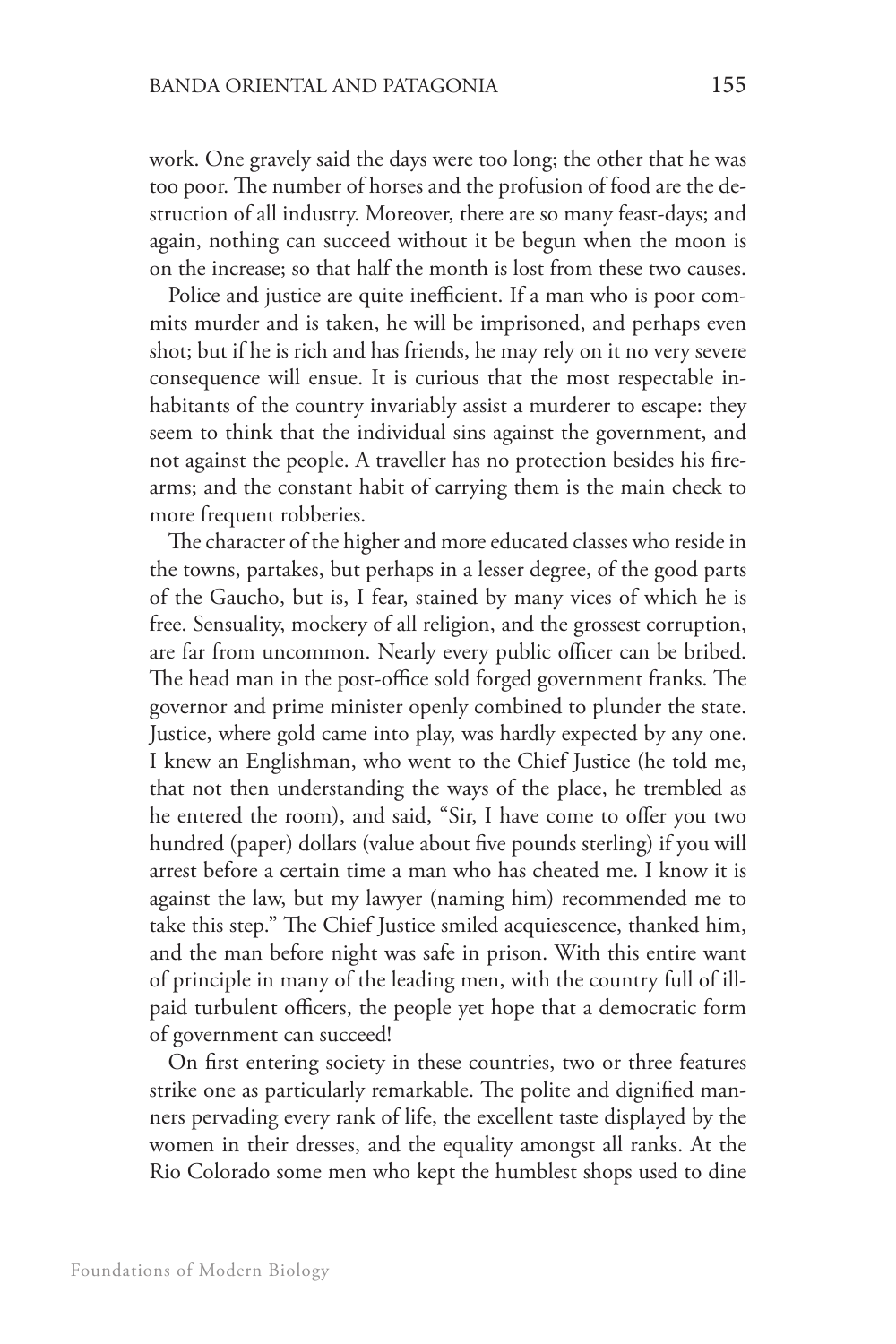work. One gravely said the days were too long; the other that he was too poor. The number of horses and the profusion of food are the destruction of all industry. Moreover, there are so many feast-days; and again, nothing can succeed without it be begun when the moon is on the increase; so that half the month is lost from these two causes.

Police and justice are quite inefficient. If a man who is poor commits murder and is taken, he will be imprisoned, and perhaps even shot; but if he is rich and has friends, he may rely on it no very severe consequence will ensue. It is curious that the most respectable inhabitants of the country invariably assist a murderer to escape: they seem to think that the individual sins against the government, and not against the people. A traveller has no protection besides his firearms; and the constant habit of carrying them is the main check to more frequent robberies.

The character of the higher and more educated classes who reside in the towns, partakes, but perhaps in a lesser degree, of the good parts of the Gaucho, but is, I fear, stained by many vices of which he is free. Sensuality, mockery of all religion, and the grossest corruption, are far from uncommon. Nearly every public officer can be bribed. The head man in the post-office sold forged government franks. The governor and prime minister openly combined to plunder the state. Justice, where gold came into play, was hardly expected by any one. I knew an Englishman, who went to the Chief Justice (he told me, that not then understanding the ways of the place, he trembled as he entered the room), and said, "Sir, I have come to offer you two hundred (paper) dollars (value about five pounds sterling) if you will arrest before a certain time a man who has cheated me. I know it is against the law, but my lawyer (naming him) recommended me to take this step." The Chief Justice smiled acquiescence, thanked him, and the man before night was safe in prison. With this entire want of principle in many of the leading men, with the country full of ill-paid turbulent officers, the people yet hope that a democratic form of government can succeed!

On first entering society in these countries, two or three features strike one as particularly remarkable. The polite and dignified manners pervading every rank of life, the excellent taste displayed by the women in their dresses, and the equality amongst all ranks. At the Rio Colorado some men who kept the humblest shops used to dine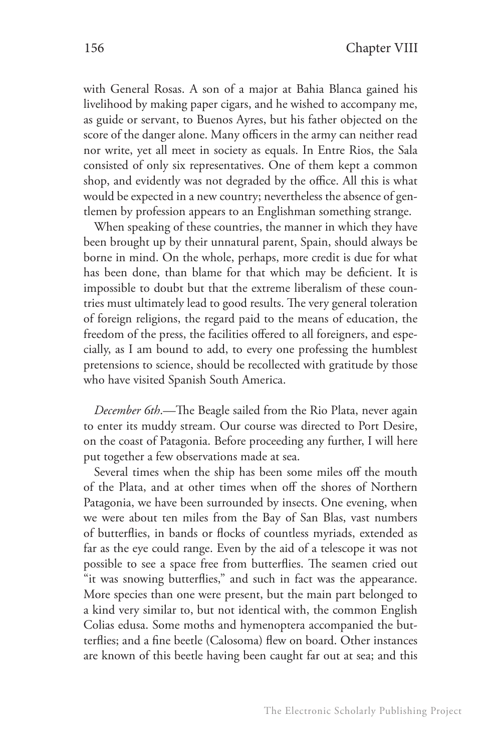with General Rosas. A son of a major at Bahia Blanca gained his livelihood by making paper cigars, and he wished to accompany me, as guide or servant, to Buenos Ayres, but his father objected on the score of the danger alone. Many officers in the army can neither read nor write, yet all meet in society as equals. In Entre Rios, the Sala consisted of only six representatives. One of them kept a common shop, and evidently was not degraded by the office. All this is what would be expected in a new country; nevertheless the absence of gentlemen by profession appears to an Englishman something strange.

When speaking of these countries, the manner in which they have been brought up by their unnatural parent, Spain, should always be borne in mind. On the whole, perhaps, more credit is due for what has been done, than blame for that which may be deficient. It is impossible to doubt but that the extreme liberalism of these countries must ultimately lead to good results. The very general toleration of foreign religions, the regard paid to the means of education, the freedom of the press, the facilities offered to all foreigners, and especially, as I am bound to add, to every one professing the humblest pretensions to science, should be recollected with gratitude by those who have visited Spanish South America.

*December 6th*.—The Beagle sailed from the Rio Plata, never again to enter its muddy stream. Our course was directed to Port Desire, on the coast of Patagonia. Before proceeding any further, I will here put together a few observations made at sea.

Several times when the ship has been some miles off the mouth of the Plata, and at other times when off the shores of Northern Patagonia, we have been surrounded by insects. One evening, when we were about ten miles from the Bay of San Blas, vast numbers of butterflies, in bands or flocks of countless myriads, extended as far as the eye could range. Even by the aid of a telescope it was not possible to see a space free from butterflies. The seamen cried out "it was snowing butterflies," and such in fact was the appearance. More species than one were present, but the main part belonged to a kind very similar to, but not identical with, the common English Colias edusa. Some moths and hymenoptera accompanied the butterflies; and a fine beetle (Calosoma) flew on board. Other instances are known of this beetle having been caught far out at sea; and this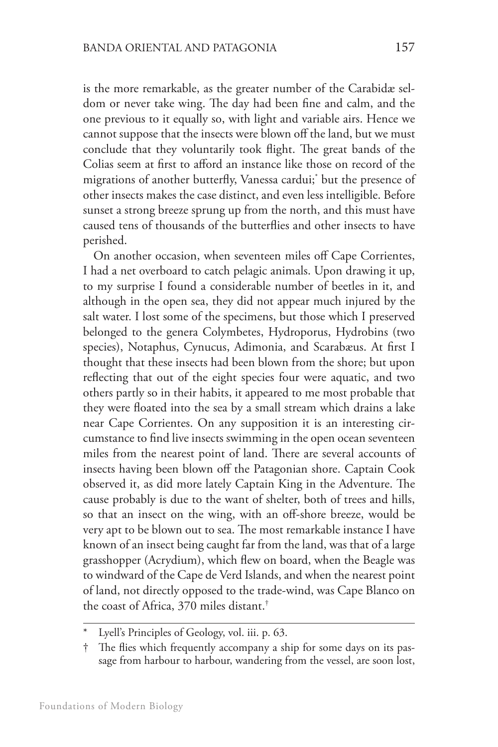is the more remarkable, as the greater number of the Carabidæ seldom or never take wing. The day had been fine and calm, and the one previous to it equally so, with light and variable airs. Hence we cannot suppose that the insects were blown off the land, but we must conclude that they voluntarily took flight. The great bands of the Colias seem at first to afford an instance like those on record of the migrations of another butterfly, Vanessa cardui;* but the presence of other insects makes the case distinct, and even less intelligible. Before sunset a strong breeze sprung up from the north, and this must have caused tens of thousands of the butterflies and other insects to have perished.

On another occasion, when seventeen miles off Cape Corrientes, I had a net overboard to catch pelagic animals. Upon drawing it up, to my surprise I found a considerable number of beetles in it, and although in the open sea, they did not appear much injured by the salt water. I lost some of the specimens, but those which I preserved belonged to the genera Colymbetes, Hydroporus, Hydrobins (two species), Notaphus, Cynucus, Adimonia, and Scarabæus. At first I thought that these insects had been blown from the shore; but upon reflecting that out of the eight species four were aquatic, and two others partly so in their habits, it appeared to me most probable that they were floated into the sea by a small stream which drains a lake near Cape Corrientes. On any supposition it is an interesting circumstance to find live insects swimming in the open ocean seventeen miles from the nearest point of land. There are several accounts of insects having been blown off the Patagonian shore. Captain Cook observed it, as did more lately Captain King in the Adventure. The cause probably is due to the want of shelter, both of trees and hills, so that an insect on the wing, with an off-shore breeze, would be very apt to be blown out to sea. The most remarkable instance I have known of an insect being caught far from the land, was that of a large grasshopper (Acrydium), which flew on board, when the Beagle was to windward of the Cape de Verd Islands, and when the nearest point of land, not directly opposed to the trade-wind, was Cape Blanco on the coast of Africa, 370 miles distant.†

---

\* Lyell's Principles of Geology, vol. iii. p. 63.

† The flies which frequently accompany a ship for some days on its passage from harbour to harbour, wandering from the vessel, are soon lost,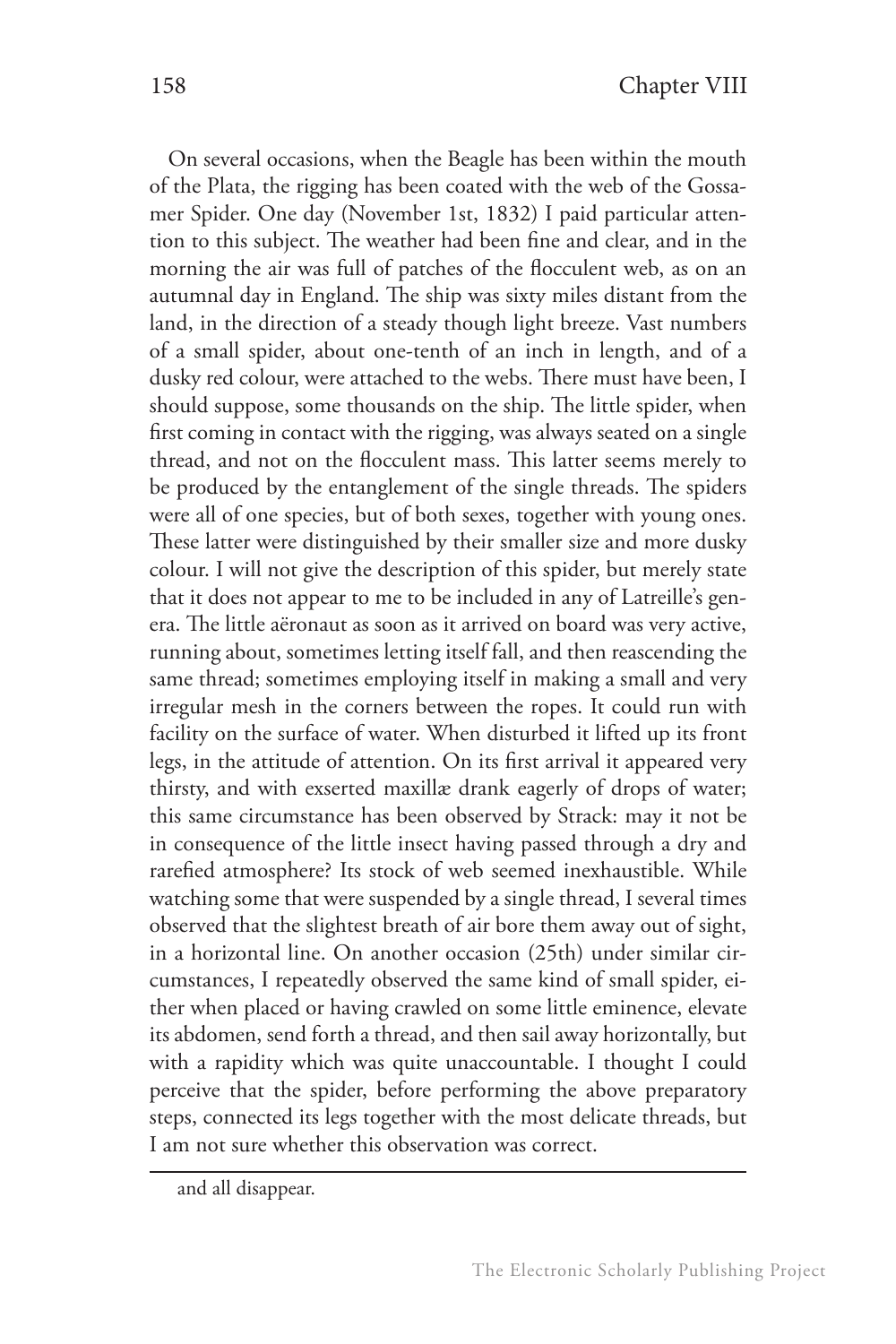On several occasions, when the Beagle has been within the mouth of the Plata, the rigging has been coated with the web of the Gossamer Spider. One day (November 1st, 1832) I paid particular attention to this subject. The weather had been fine and clear, and in the morning the air was full of patches of the flocculent web, as on an autumnal day in England. The ship was sixty miles distant from the land, in the direction of a steady though light breeze. Vast numbers of a small spider, about one-tenth of an inch in length, and of a dusky red colour, were attached to the webs. There must have been, I should suppose, some thousands on the ship. The little spider, when first coming in contact with the rigging, was always seated on a single thread, and not on the flocculent mass. This latter seems merely to be produced by the entanglement of the single threads. The spiders were all of one species, but of both sexes, together with young ones. These latter were distinguished by their smaller size and more dusky colour. I will not give the description of this spider, but merely state that it does not appear to me to be included in any of Latreille's genera. The little aëronaut as soon as it arrived on board was very active, running about, sometimes letting itself fall, and then reascending the same thread; sometimes employing itself in making a small and very irregular mesh in the corners between the ropes. It could run with facility on the surface of water. When disturbed it lifted up its front legs, in the attitude of attention. On its first arrival it appeared very thirsty, and with exserted maxillæ drank eagerly of drops of water; this same circumstance has been observed by Strack: may it not be in consequence of the little insect having passed through a dry and rarefied atmosphere? Its stock of web seemed inexhaustible. While watching some that were suspended by a single thread, I several times observed that the slightest breath of air bore them away out of sight, in a horizontal line. On another occasion (25th) under similar circumstances, I repeatedly observed the same kind of small spider, either when placed or having crawled on some little eminence, elevate its abdomen, send forth a thread, and then sail away horizontally, but with a rapidity which was quite unaccountable. I thought I could perceive that the spider, before performing the above preparatory steps, connected its legs together with the most delicate threads, but I am not sure whether this observation was correct.

---

and all disappear.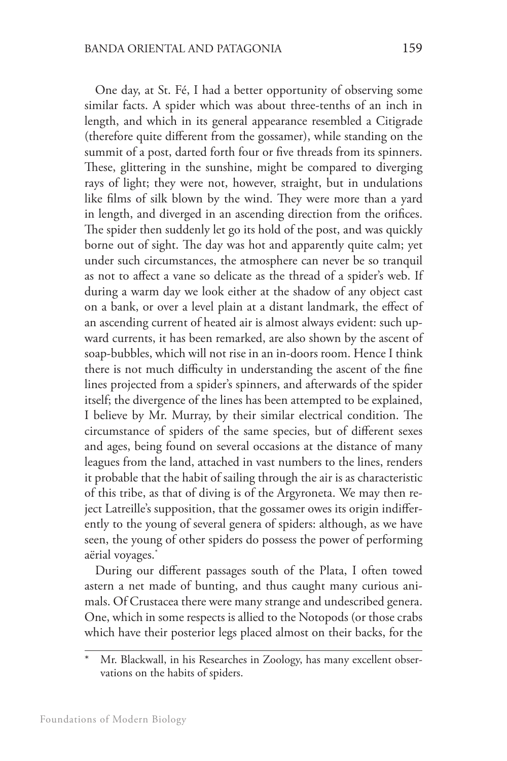One day, at St. Fé, I had a better opportunity of observing some similar facts. A spider which was about three-tenths of an inch in length, and which in its general appearance resembled a Citigrade (therefore quite different from the gossamer), while standing on the summit of a post, darted forth four or five threads from its spinners. These, glittering in the sunshine, might be compared to diverging rays of light; they were not, however, straight, but in undulations like films of silk blown by the wind. They were more than a yard in length, and diverged in an ascending direction from the orifices. The spider then suddenly let go its hold of the post, and was quickly borne out of sight. The day was hot and apparently quite calm; yet under such circumstances, the atmosphere can never be so tranquil as not to affect a vane so delicate as the thread of a spider's web. If during a warm day we look either at the shadow of any object cast on a bank, or over a level plain at a distant landmark, the effect of an ascending current of heated air is almost always evident: such upward currents, it has been remarked, are also shown by the ascent of soap-bubbles, which will not rise in an in-doors room. Hence I think there is not much difficulty in understanding the ascent of the fine lines projected from a spider's spinners, and afterwards of the spider itself; the divergence of the lines has been attempted to be explained, I believe by Mr. Murray, by their similar electrical condition. The circumstance of spiders of the same species, but of different sexes and ages, being found on several occasions at the distance of many leagues from the land, attached in vast numbers to the lines, renders it probable that the habit of sailing through the air is as characteristic of this tribe, as that of diving is of the Argyroneta. We may then reject Latreille's supposition, that the gossamer owes its origin indifferently to the young of several genera of spiders: although, as we have seen, the young of other spiders do possess the power of performing aërial voyages.*

During our different passages south of the Plata, I often towed astern a net made of bunting, and thus caught many curious animals. Of Crustacea there were many strange and undescribed genera. One, which in some respects is allied to the Notopods (or those crabs which have their posterior legs placed almost on their backs, for the

---

* Mr. Blackwall, in his Researches in Zoology, has many excellent observations on the habits of spiders.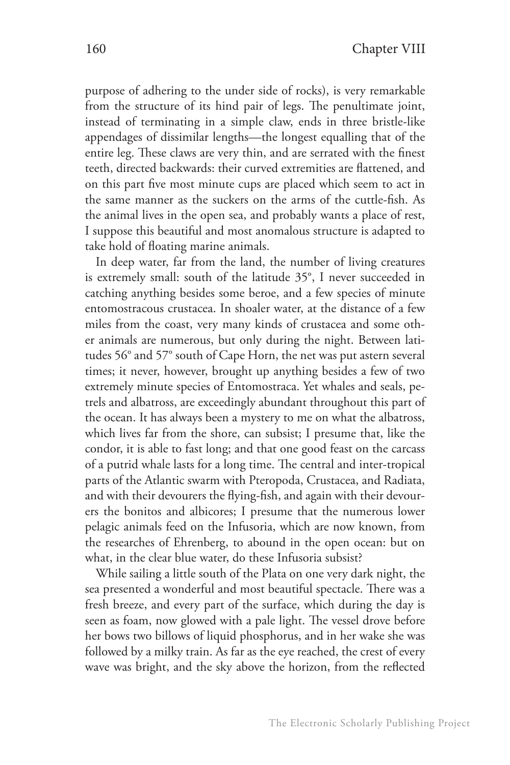purpose of adhering to the under side of rocks), is very remarkable from the structure of its hind pair of legs. The penultimate joint, instead of terminating in a simple claw, ends in three bristle-like appendages of dissimilar lengths—the longest equalling that of the entire leg. These claws are very thin, and are serrated with the finest teeth, directed backwards: their curved extremities are flattened, and on this part five most minute cups are placed which seem to act in the same manner as the suckers on the arms of the cuttle-fish. As the animal lives in the open sea, and probably wants a place of rest, I suppose this beautiful and most anomalous structure is adapted to take hold of floating marine animals.

In deep water, far from the land, the number of living creatures is extremely small: south of the latitude 35°, I never succeeded in catching anything besides some beroe, and a few species of minute entomostracous crustacea. In shoaler water, at the distance of a few miles from the coast, very many kinds of crustacea and some other animals are numerous, but only during the night. Between latitudes 56° and 57° south of Cape Horn, the net was put astern several times; it never, however, brought up anything besides a few of two extremely minute species of Entomostraca. Yet whales and seals, petrels and albatross, are exceedingly abundant throughout this part of the ocean. It has always been a mystery to me on what the albatross, which lives far from the shore, can subsist; I presume that, like the condor, it is able to fast long; and that one good feast on the carcass of a putrid whale lasts for a long time. The central and inter-tropical parts of the Atlantic swarm with Pteropoda, Crustacea, and Radiata, and with their devourers the flying-fish, and again with their devourers the bonitos and albicores; I presume that the numerous lower pelagic animals feed on the Infusoria, which are now known, from the researches of Ehrenberg, to abound in the open ocean: but on what, in the clear blue water, do these Infusoria subsist?

While sailing a little south of the Plata on one very dark night, the sea presented a wonderful and most beautiful spectacle. There was a fresh breeze, and every part of the surface, which during the day is seen as foam, now glowed with a pale light. The vessel drove before her bows two billows of liquid phosphorus, and in her wake she was followed by a milky train. As far as the eye reached, the crest of every wave was bright, and the sky above the horizon, from the reflected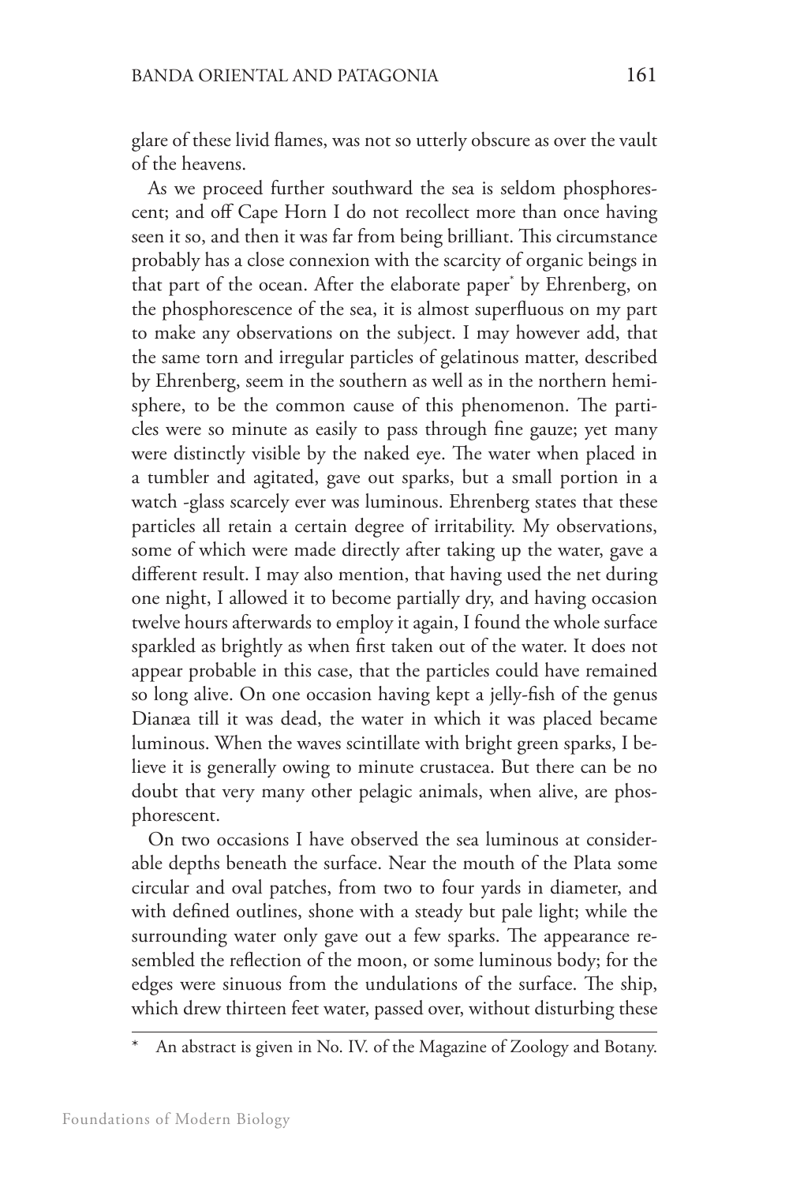glare of these livid flames, was not so utterly obscure as over the vault of the heavens.

As we proceed further southward the sea is seldom phosphorescent; and off Cape Horn I do not recollect more than once having seen it so, and then it was far from being brilliant. This circumstance probably has a close connexion with the scarcity of organic beings in that part of the ocean. After the elaborate paper* by Ehrenberg, on the phosphorescence of the sea, it is almost superfluous on my part to make any observations on the subject. I may however add, that the same torn and irregular particles of gelatinous matter, described by Ehrenberg, seem in the southern as well as in the northern hemisphere, to be the common cause of this phenomenon. The particles were so minute as easily to pass through fine gauze; yet many were distinctly visible by the naked eye. The water when placed in a tumbler and agitated, gave out sparks, but a small portion in a watch -glass scarcely ever was luminous. Ehrenberg states that these particles all retain a certain degree of irritability. My observations, some of which were made directly after taking up the water, gave a different result. I may also mention, that having used the net during one night, I allowed it to become partially dry, and having occasion twelve hours afterwards to employ it again, I found the whole surface sparkled as brightly as when first taken out of the water. It does not appear probable in this case, that the particles could have remained so long alive. On one occasion having kept a jelly-fish of the genus Dianæa till it was dead, the water in which it was placed became luminous. When the waves scintillate with bright green sparks, I believe it is generally owing to minute crustacea. But there can be no doubt that very many other pelagic animals, when alive, are phosphorescent.

On two occasions I have observed the sea luminous at considerable depths beneath the surface. Near the mouth of the Plata some circular and oval patches, from two to four yards in diameter, and with defined outlines, shone with a steady but pale light; while the surrounding water only gave out a few sparks. The appearance resembled the reflection of the moon, or some luminous body; for the edges were sinuous from the undulations of the surface. The ship, which drew thirteen feet water, passed over, without disturbing these

---

* An abstract is given in No. IV. of the Magazine of Zoology and Botany.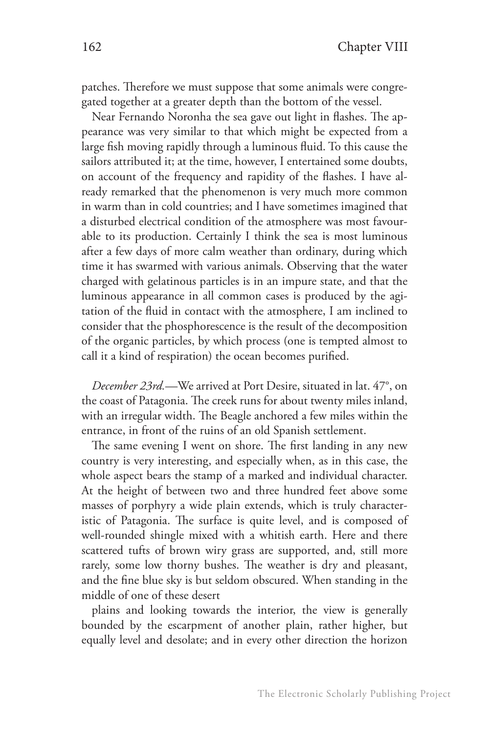patches. Therefore we must suppose that some animals were congregated together at a greater depth than the bottom of the vessel.

Near Fernando Noronha the sea gave out light in flashes. The appearance was very similar to that which might be expected from a large fish moving rapidly through a luminous fluid. To this cause the sailors attributed it; at the time, however, I entertained some doubts, on account of the frequency and rapidity of the flashes. I have already remarked that the phenomenon is very much more common in warm than in cold countries; and I have sometimes imagined that a disturbed electrical condition of the atmosphere was most favourable to its production. Certainly I think the sea is most luminous after a few days of more calm weather than ordinary, during which time it has swarmed with various animals. Observing that the water charged with gelatinous particles is in an impure state, and that the luminous appearance in all common cases is produced by the agitation of the fluid in contact with the atmosphere, I am inclined to consider that the phosphorescence is the result of the decomposition of the organic particles, by which process (one is tempted almost to call it a kind of respiration) the ocean becomes purified.

*December 23rd.*—We arrived at Port Desire, situated in lat. 47°, on the coast of Patagonia. The creek runs for about twenty miles inland, with an irregular width. The Beagle anchored a few miles within the entrance, in front of the ruins of an old Spanish settlement.

The same evening I went on shore. The first landing in any new country is very interesting, and especially when, as in this case, the whole aspect bears the stamp of a marked and individual character. At the height of between two and three hundred feet above some masses of porphyry a wide plain extends, which is truly characteristic of Patagonia. The surface is quite level, and is composed of well-rounded shingle mixed with a whitish earth. Here and there scattered tufts of brown wiry grass are supported, and, still more rarely, some low thorny bushes. The weather is dry and pleasant, and the fine blue sky is but seldom obscured. When standing in the middle of one of these desert plains and looking towards the interior, the view is generally bounded by the escarpment of another plain, rather higher, but equally level and desolate; and in every other direction the horizon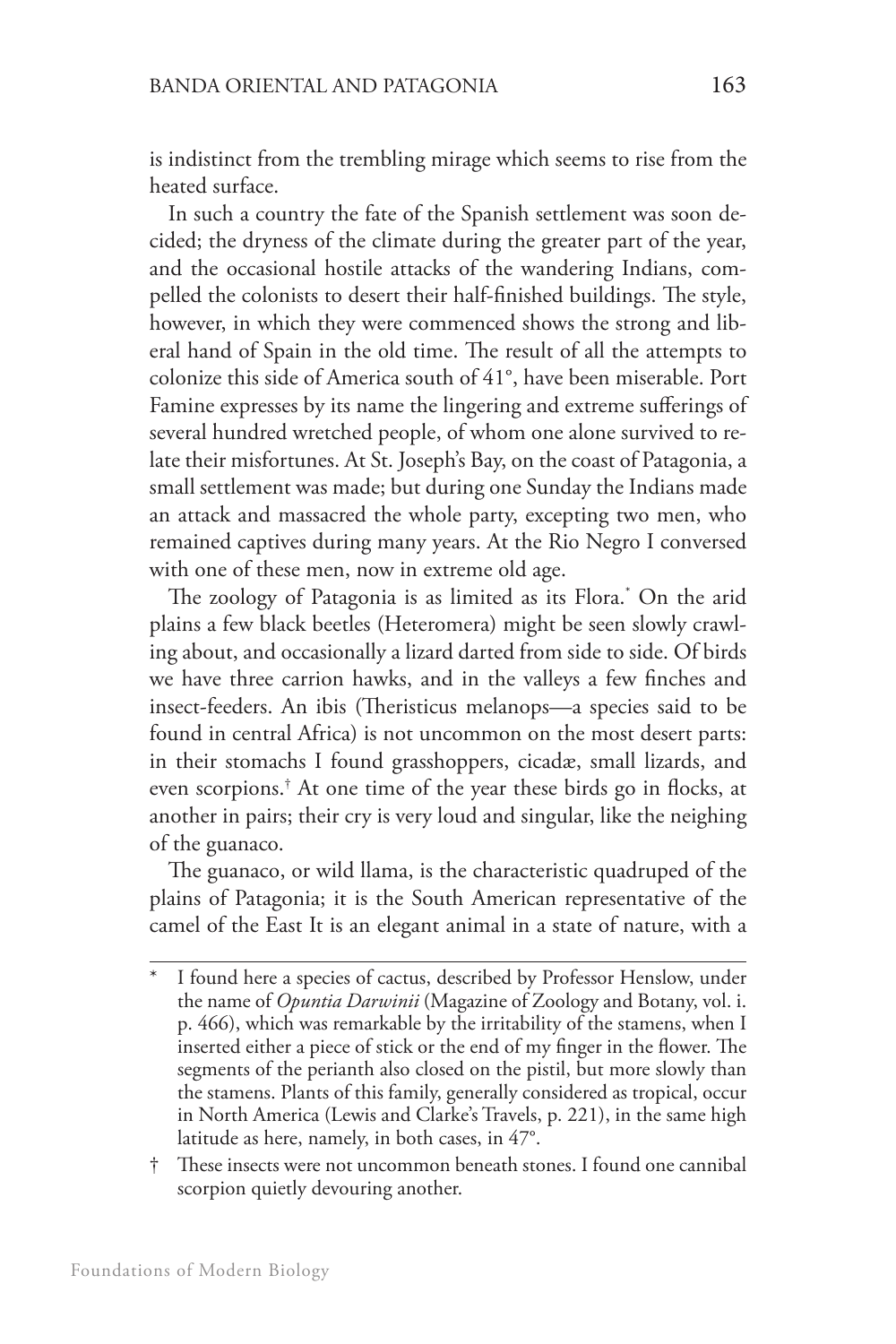is indistinct from the trembling mirage which seems to rise from the heated surface.

In such a country the fate of the Spanish settlement was soon decided; the dryness of the climate during the greater part of the year, and the occasional hostile attacks of the wandering Indians, compelled the colonists to desert their half-finished buildings. The style, however, in which they were commenced shows the strong and liberal hand of Spain in the old time. The result of all the attempts to colonize this side of America south of 41°, have been miserable. Port Famine expresses by its name the lingering and extreme sufferings of several hundred wretched people, of whom one alone survived to relate their misfortunes. At St. Joseph's Bay, on the coast of Patagonia, a small settlement was made; but during one Sunday the Indians made an attack and massacred the whole party, excepting two men, who remained captives during many years. At the Rio Negro I conversed with one of these men, now in extreme old age.

The zoology of Patagonia is as limited as its Flora.* On the arid plains a few black beetles (Heteromera) might be seen slowly crawling about, and occasionally a lizard darted from side to side. Of birds we have three carrion hawks, and in the valleys a few finches and insect-feeders. An ibis (Theristicus melanops—a species said to be found in central Africa) is not uncommon on the most desert parts: in their stomachs I found grasshoppers, cicadæ, small lizards, and even scorpions.† At one time of the year these birds go in flocks, at another in pairs; their cry is very loud and singular, like the neighing of the guanaco.

The guanaco, or wild llama, is the characteristic quadruped of the plains of Patagonia; it is the South American representative of the camel of the East It is an elegant animal in a state of nature, with a

---

\* I found here a species of cactus, described by Professor Henslow, under the name of *Opuntia Darwinii* (Magazine of Zoology and Botany, vol. i. p. 466), which was remarkable by the irritability of the stamens, when I inserted either a piece of stick or the end of my finger in the flower. The segments of the perianth also closed on the pistil, but more slowly than the stamens. Plants of this family, generally considered as tropical, occur in North America (Lewis and Clarke's Travels, p. 221), in the same high latitude as here, namely, in both cases, in 47°.

† These insects were not uncommon beneath stones. I found one cannibal scorpion quietly devouring another.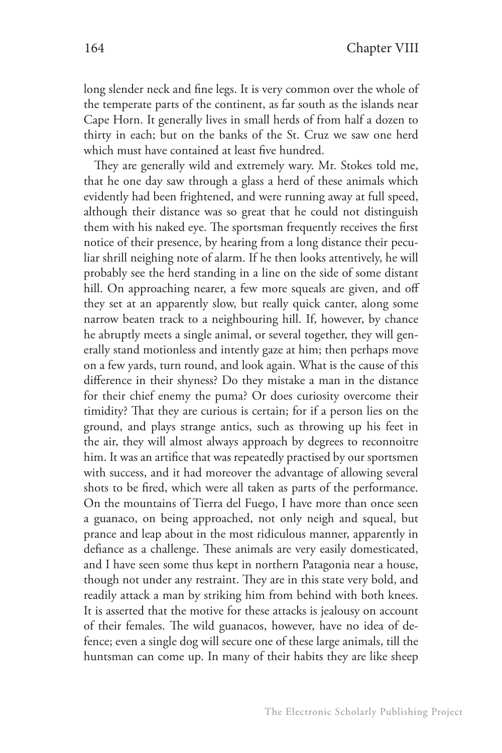long slender neck and fine legs. It is very common over the whole of the temperate parts of the continent, as far south as the islands near Cape Horn. It generally lives in small herds of from half a dozen to thirty in each; but on the banks of the St. Cruz we saw one herd which must have contained at least five hundred.

They are generally wild and extremely wary. Mr. Stokes told me, that he one day saw through a glass a herd of these animals which evidently had been frightened, and were running away at full speed, although their distance was so great that he could not distinguish them with his naked eye. The sportsman frequently receives the first notice of their presence, by hearing from a long distance their peculiar shrill neighing note of alarm. If he then looks attentively, he will probably see the herd standing in a line on the side of some distant hill. On approaching nearer, a few more squeals are given, and off they set at an apparently slow, but really quick canter, along some narrow beaten track to a neighbouring hill. If, however, by chance he abruptly meets a single animal, or several together, they will generally stand motionless and intently gaze at him; then perhaps move on a few yards, turn round, and look again. What is the cause of this difference in their shyness? Do they mistake a man in the distance for their chief enemy the puma? Or does curiosity overcome their timidity? That they are curious is certain; for if a person lies on the ground, and plays strange antics, such as throwing up his feet in the air, they will almost always approach by degrees to reconnoitre him. It was an artifice that was repeatedly practised by our sportsmen with success, and it had moreover the advantage of allowing several shots to be fired, which were all taken as parts of the performance. On the mountains of Tierra del Fuego, I have more than once seen a guanaco, on being approached, not only neigh and squeal, but prance and leap about in the most ridiculous manner, apparently in defiance as a challenge. These animals are very easily domesticated, and I have seen some thus kept in northern Patagonia near a house, though not under any restraint. They are in this state very bold, and readily attack a man by striking him from behind with both knees. It is asserted that the motive for these attacks is jealousy on account of their females. The wild guanacos, however, have no idea of defence; even a single dog will secure one of these large animals, till the huntsman can come up. In many of their habits they are like sheep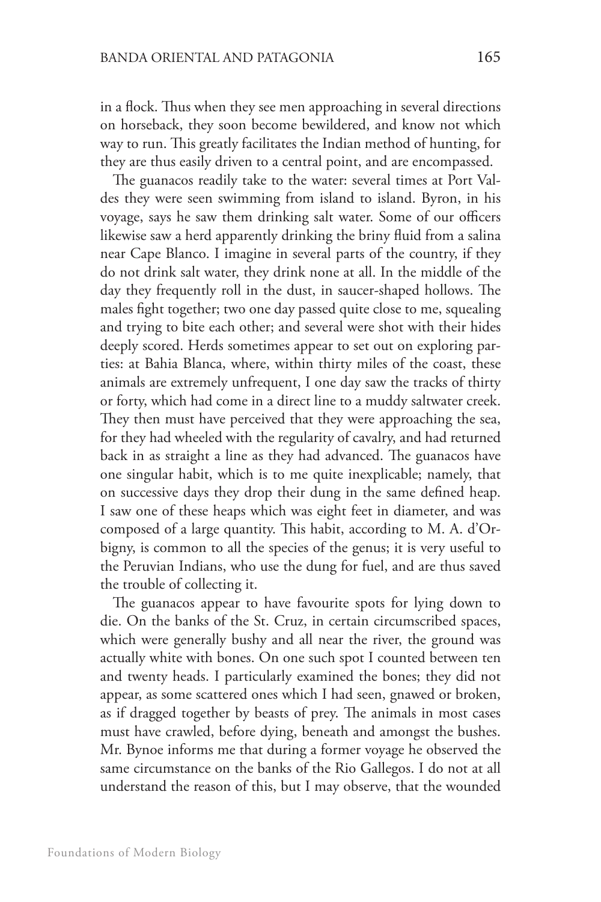in a flock. Thus when they see men approaching in several directions on horseback, they soon become bewildered, and know not which way to run. This greatly facilitates the Indian method of hunting, for they are thus easily driven to a central point, and are encompassed.

The guanacos readily take to the water: several times at Port Valdes they were seen swimming from island to island. Byron, in his voyage, says he saw them drinking salt water. Some of our officers likewise saw a herd apparently drinking the briny fluid from a salina near Cape Blanco. I imagine in several parts of the country, if they do not drink salt water, they drink none at all. In the middle of the day they frequently roll in the dust, in saucer-shaped hollows. The males fight together; two one day passed quite close to me, squealing and trying to bite each other; and several were shot with their hides deeply scored. Herds sometimes appear to set out on exploring parties: at Bahia Blanca, where, within thirty miles of the coast, these animals are extremely unfrequent, I one day saw the tracks of thirty or forty, which had come in a direct line to a muddy saltwater creek. They then must have perceived that they were approaching the sea, for they had wheeled with the regularity of cavalry, and had returned back in as straight a line as they had advanced. The guanacos have one singular habit, which is to me quite inexplicable; namely, that on successive days they drop their dung in the same defined heap. I saw one of these heaps which was eight feet in diameter, and was composed of a large quantity. This habit, according to M. A. d'Orbigny, is common to all the species of the genus; it is very useful to the Peruvian Indians, who use the dung for fuel, and are thus saved the trouble of collecting it.

The guanacos appear to have favourite spots for lying down to die. On the banks of the St. Cruz, in certain circumscribed spaces, which were generally bushy and all near the river, the ground was actually white with bones. On one such spot I counted between ten and twenty heads. I particularly examined the bones; they did not appear, as some scattered ones which I had seen, gnawed or broken, as if dragged together by beasts of prey. The animals in most cases must have crawled, before dying, beneath and amongst the bushes. Mr. Bynoe informs me that during a former voyage he observed the same circumstance on the banks of the Rio Gallegos. I do not at all understand the reason of this, but I may observe, that the wounded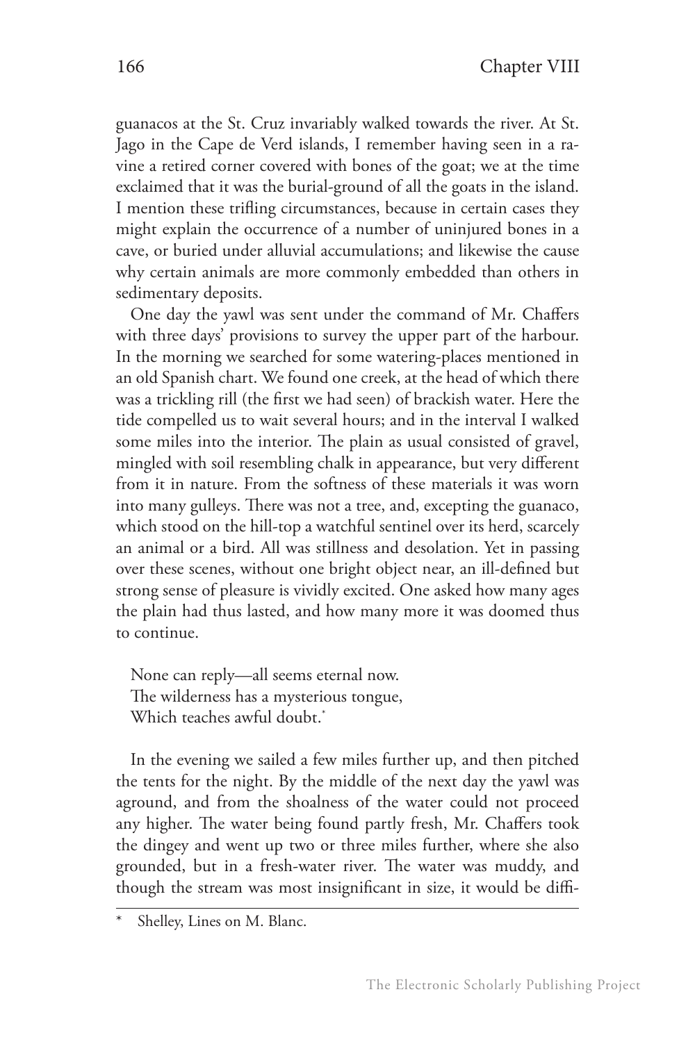guanacos at the St. Cruz invariably walked towards the river. At St. Jago in the Cape de Verd islands, I remember having seen in a ravine a retired corner covered with bones of the goat; we at the time exclaimed that it was the burial-ground of all the goats in the island. I mention these trifling circumstances, because in certain cases they might explain the occurrence of a number of uninjured bones in a cave, or buried under alluvial accumulations; and likewise the cause why certain animals are more commonly embedded than others in sedimentary deposits.

One day the yawl was sent under the command of Mr. Chaffers with three days' provisions to survey the upper part of the harbour. In the morning we searched for some watering-places mentioned in an old Spanish chart. We found one creek, at the head of which there was a trickling rill (the first we had seen) of brackish water. Here the tide compelled us to wait several hours; and in the interval I walked some miles into the interior. The plain as usual consisted of gravel, mingled with soil resembling chalk in appearance, but very different from it in nature. From the softness of these materials it was worn into many gulleys. There was not a tree, and, excepting the guanaco, which stood on the hill-top a watchful sentinel over its herd, scarcely an animal or a bird. All was stillness and desolation. Yet in passing over these scenes, without one bright object near, an ill-defined but strong sense of pleasure is vividly excited. One asked how many ages the plain had thus lasted, and how many more it was doomed thus to continue.

> None can reply—all seems eternal now.
> The wilderness has a mysterious tongue,
> Which teaches awful doubt.*

In the evening we sailed a few miles further up, and then pitched the tents for the night. By the middle of the next day the yawl was aground, and from the shoalness of the water could not proceed any higher. The water being found partly fresh, Mr. Chaffers took the dingey and went up two or three miles further, where she also grounded, but in a fresh-water river. The water was muddy, and though the stream was most insignificant in size, it would be diffi-

---

\* Shelley, Lines on M. Blanc.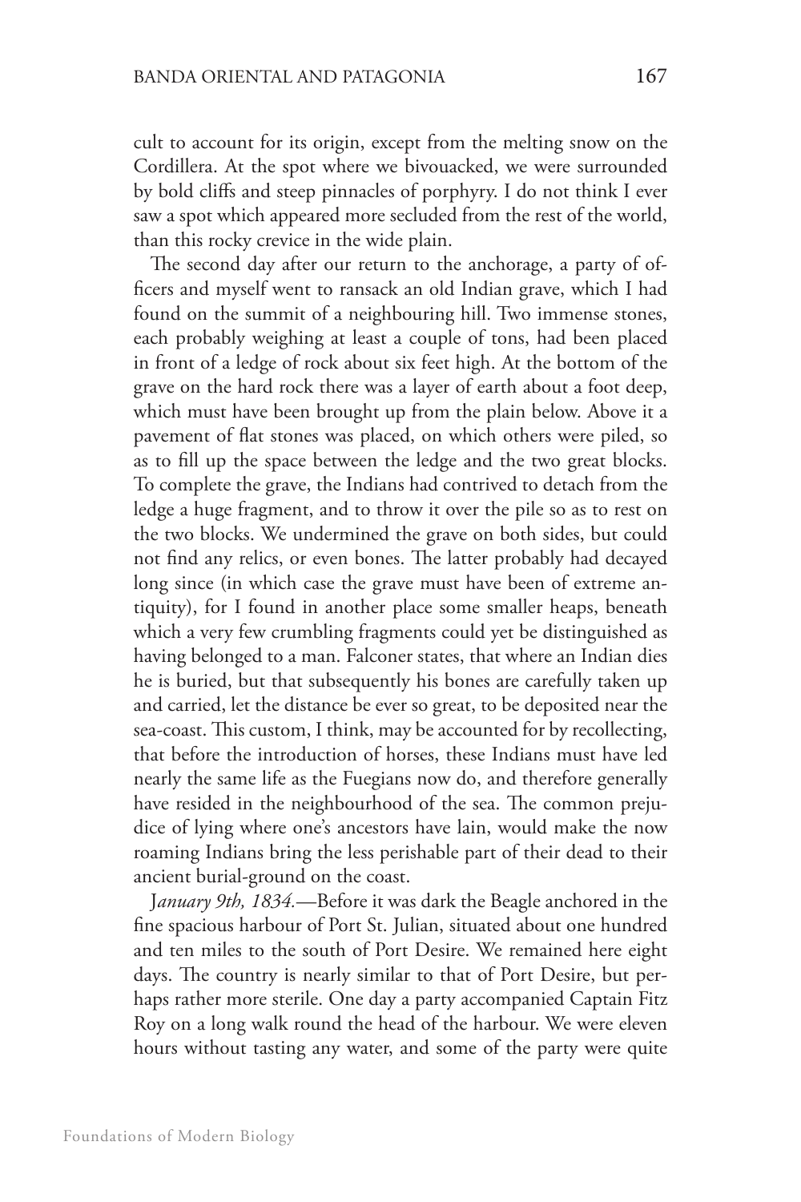cult to account for its origin, except from the melting snow on the Cordillera. At the spot where we bivouacked, we were surrounded by bold cliffs and steep pinnacles of porphyry. I do not think I ever saw a spot which appeared more secluded from the rest of the world, than this rocky crevice in the wide plain.

The second day after our return to the anchorage, a party of officers and myself went to ransack an old Indian grave, which I had found on the summit of a neighbouring hill. Two immense stones, each probably weighing at least a couple of tons, had been placed in front of a ledge of rock about six feet high. At the bottom of the grave on the hard rock there was a layer of earth about a foot deep, which must have been brought up from the plain below. Above it a pavement of flat stones was placed, on which others were piled, so as to fill up the space between the ledge and the two great blocks. To complete the grave, the Indians had contrived to detach from the ledge a huge fragment, and to throw it over the pile so as to rest on the two blocks. We undermined the grave on both sides, but could not find any relics, or even bones. The latter probably had decayed long since (in which case the grave must have been of extreme antiquity), for I found in another place some smaller heaps, beneath which a very few crumbling fragments could yet be distinguished as having belonged to a man. Falconer states, that where an Indian dies he is buried, but that subsequently his bones are carefully taken up and carried, let the distance be ever so great, to be deposited near the sea-coast. This custom, I think, may be accounted for by recollecting, that before the introduction of horses, these Indians must have led nearly the same life as the Fuegians now do, and therefore generally have resided in the neighbourhood of the sea. The common prejudice of lying where one's ancestors have lain, would make the now roaming Indians bring the less perishable part of their dead to their ancient burial-ground on the coast.

*January 9th, 1834.*—Before it was dark the Beagle anchored in the fine spacious harbour of Port St. Julian, situated about one hundred and ten miles to the south of Port Desire. We remained here eight days. The country is nearly similar to that of Port Desire, but perhaps rather more sterile. One day a party accompanied Captain Fitz Roy on a long walk round the head of the harbour. We were eleven hours without tasting any water, and some of the party were quite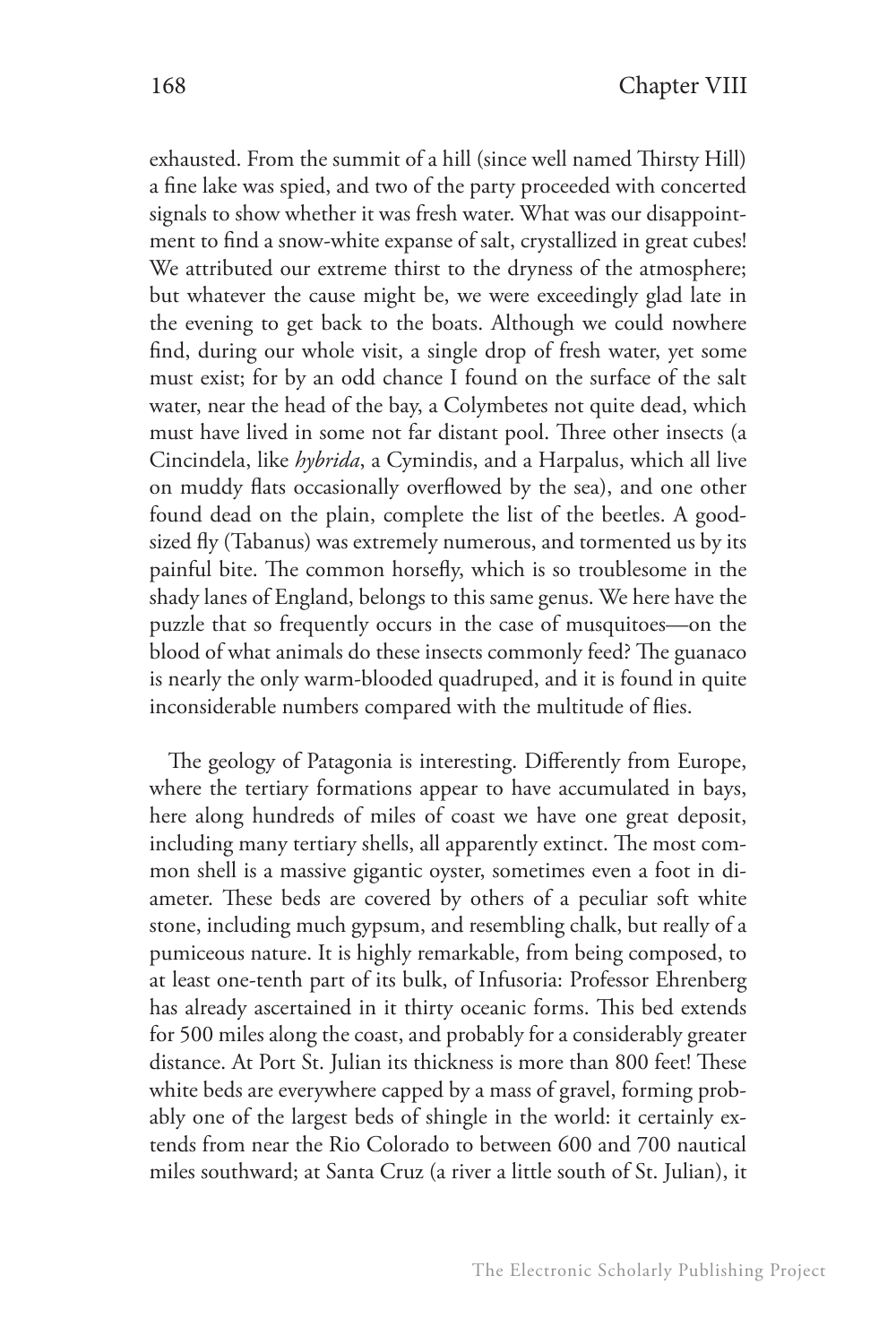exhausted. From the summit of a hill (since well named Thirsty Hill) a fine lake was spied, and two of the party proceeded with concerted signals to show whether it was fresh water. What was our disappointment to find a snow-white expanse of salt, crystallized in great cubes! We attributed our extreme thirst to the dryness of the atmosphere; but whatever the cause might be, we were exceedingly glad late in the evening to get back to the boats. Although we could nowhere find, during our whole visit, a single drop of fresh water, yet some must exist; for by an odd chance I found on the surface of the salt water, near the head of the bay, a Colymbetes not quite dead, which must have lived in some not far distant pool. Three other insects (a Cincindela, like *hybrida*, a Cymindis, and a Harpalus, which all live on muddy flats occasionally overflowed by the sea), and one other found dead on the plain, complete the list of the beetles. A good-sized fly (Tabanus) was extremely numerous, and tormented us by its painful bite. The common horsefly, which is so troublesome in the shady lanes of England, belongs to this same genus. We here have the puzzle that so frequently occurs in the case of musquitoes—on the blood of what animals do these insects commonly feed? The guanaco is nearly the only warm-blooded quadruped, and it is found in quite inconsiderable numbers compared with the multitude of flies.

The geology of Patagonia is interesting. Differently from Europe, where the tertiary formations appear to have accumulated in bays, here along hundreds of miles of coast we have one great deposit, including many tertiary shells, all apparently extinct. The most common shell is a massive gigantic oyster, sometimes even a foot in diameter. These beds are covered by others of a peculiar soft white stone, including much gypsum, and resembling chalk, but really of a pumiceous nature. It is highly remarkable, from being composed, to at least one-tenth part of its bulk, of Infusoria: Professor Ehrenberg has already ascertained in it thirty oceanic forms. This bed extends for 500 miles along the coast, and probably for a considerably greater distance. At Port St. Julian its thickness is more than 800 feet! These white beds are everywhere capped by a mass of gravel, forming probably one of the largest beds of shingle in the world: it certainly extends from near the Rio Colorado to between 600 and 700 nautical miles southward; at Santa Cruz (a river a little south of St. Julian), it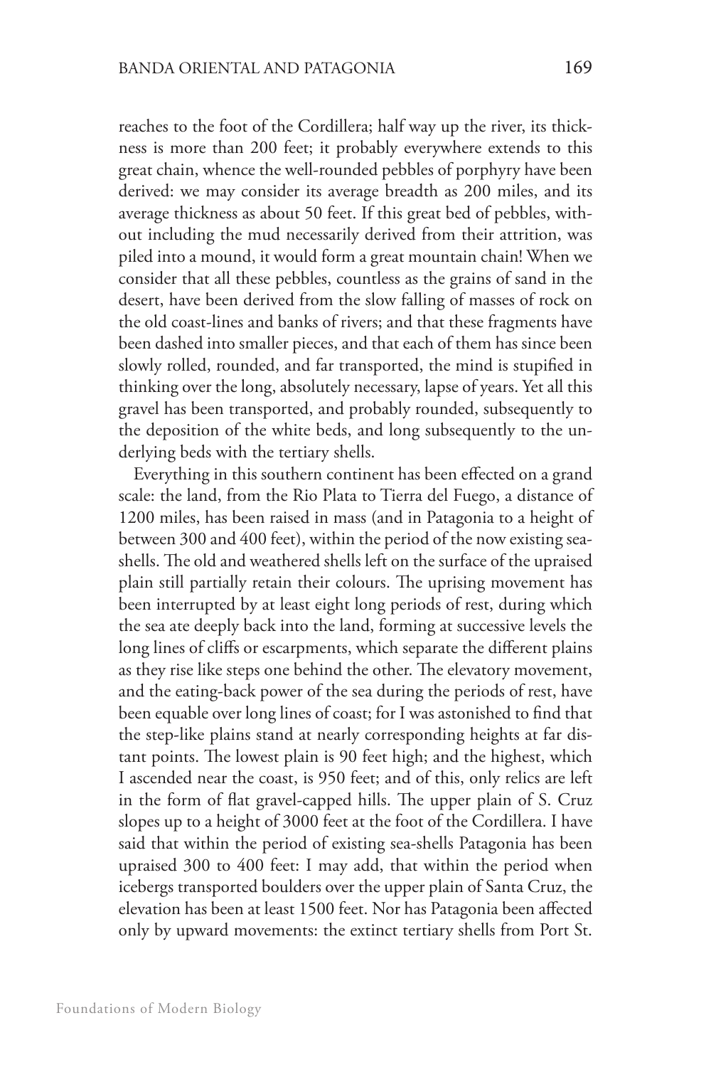reaches to the foot of the Cordillera; half way up the river, its thickness is more than 200 feet; it probably everywhere extends to this great chain, whence the well-rounded pebbles of porphyry have been derived: we may consider its average breadth as 200 miles, and its average thickness as about 50 feet. If this great bed of pebbles, without including the mud necessarily derived from their attrition, was piled into a mound, it would form a great mountain chain! When we consider that all these pebbles, countless as the grains of sand in the desert, have been derived from the slow falling of masses of rock on the old coast-lines and banks of rivers; and that these fragments have been dashed into smaller pieces, and that each of them has since been slowly rolled, rounded, and far transported, the mind is stupified in thinking over the long, absolutely necessary, lapse of years. Yet all this gravel has been transported, and probably rounded, subsequently to the deposition of the white beds, and long subsequently to the underlying beds with the tertiary shells.

Everything in this southern continent has been effected on a grand scale: the land, from the Rio Plata to Tierra del Fuego, a distance of 1200 miles, has been raised in mass (and in Patagonia to a height of between 300 and 400 feet), within the period of the now existing sea-shells. The old and weathered shells left on the surface of the upraised plain still partially retain their colours. The uprising movement has been interrupted by at least eight long periods of rest, during which the sea ate deeply back into the land, forming at successive levels the long lines of cliffs or escarpments, which separate the different plains as they rise like steps one behind the other. The elevatory movement, and the eating-back power of the sea during the periods of rest, have been equable over long lines of coast; for I was astonished to find that the step-like plains stand at nearly corresponding heights at far distant points. The lowest plain is 90 feet high; and the highest, which I ascended near the coast, is 950 feet; and of this, only relics are left in the form of flat gravel-capped hills. The upper plain of S. Cruz slopes up to a height of 3000 feet at the foot of the Cordillera. I have said that within the period of existing sea-shells Patagonia has been upraised 300 to 400 feet: I may add, that within the period when icebergs transported boulders over the upper plain of Santa Cruz, the elevation has been at least 1500 feet. Nor has Patagonia been affected only by upward movements: the extinct tertiary shells from Port St.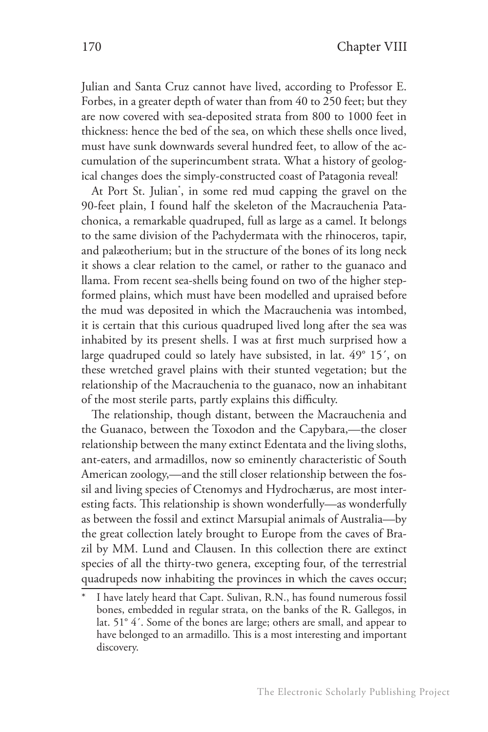Julian and Santa Cruz cannot have lived, according to Professor E. Forbes, in a greater depth of water than from 40 to 250 feet; but they are now covered with sea-deposited strata from 800 to 1000 feet in thickness: hence the bed of the sea, on which these shells once lived, must have sunk downwards several hundred feet, to allow of the accumulation of the superincumbent strata. What a history of geological changes does the simply-constructed coast of Patagonia reveal!

At Port St. Julian*, in some red mud capping the gravel on the 90-feet plain, I found half the skeleton of the Macrauchenia Patachonica, a remarkable quadruped, full as large as a camel. It belongs to the same division of the Pachydermata with the rhinoceros, tapir, and palæotherium; but in the structure of the bones of its long neck it shows a clear relation to the camel, or rather to the guanaco and llama. From recent sea-shells being found on two of the higher step-formed plains, which must have been modelled and upraised before the mud was deposited in which the Macrauchenia was intombed, it is certain that this curious quadruped lived long after the sea was inhabited by its present shells. I was at first much surprised how a large quadruped could so lately have subsisted, in lat. 49° 15′, on these wretched gravel plains with their stunted vegetation; but the relationship of the Macrauchenia to the guanaco, now an inhabitant of the most sterile parts, partly explains this difficulty.

The relationship, though distant, between the Macrauchenia and the Guanaco, between the Toxodon and the Capybara,—the closer relationship between the many extinct Edentata and the living sloths, ant-eaters, and armadillos, now so eminently characteristic of South American zoology,—and the still closer relationship between the fossil and living species of Ctenomys and Hydrochærus, are most interesting facts. This relationship is shown wonderfully—as wonderfully as between the fossil and extinct Marsupial animals of Australia—by the great collection lately brought to Europe from the caves of Brazil by MM. Lund and Clausen. In this collection there are extinct species of all the thirty-two genera, excepting four, of the terrestrial quadrupeds now inhabiting the provinces in which the caves occur;

* I have lately heard that Capt. Sulivan, R.N., has found numerous fossil bones, embedded in regular strata, on the banks of the R. Gallegos, in lat. 51° 4′. Some of the bones are large; others are small, and appear to have belonged to an armadillo. This is a most interesting and important discovery.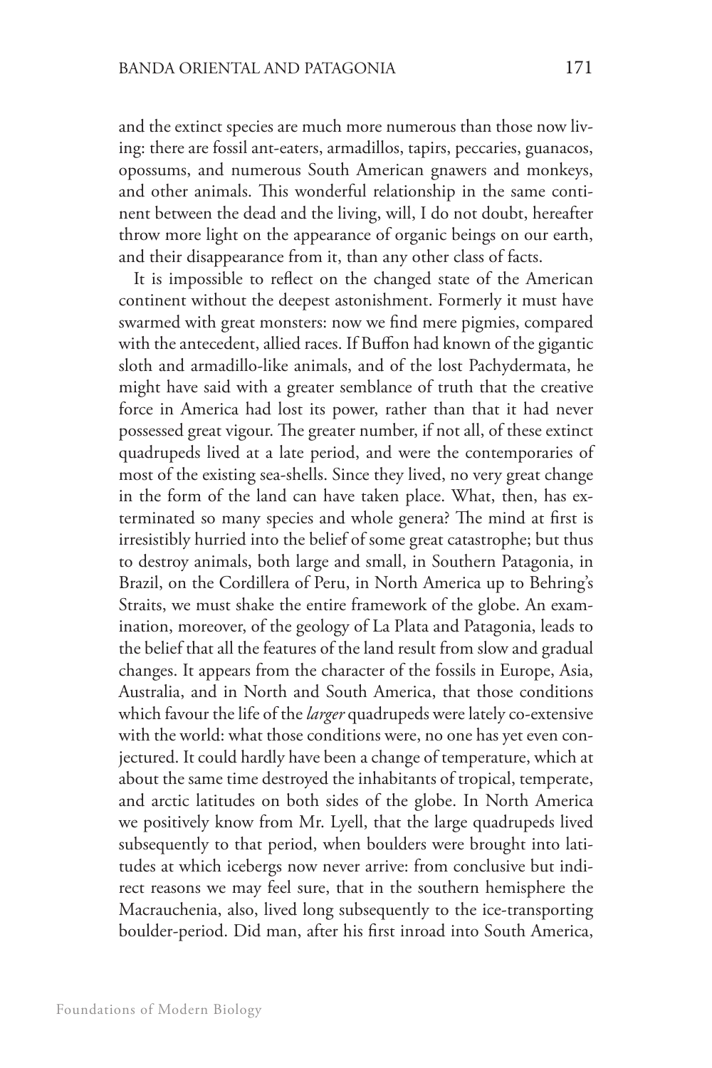and the extinct species are much more numerous than those now living: there are fossil ant-eaters, armadillos, tapirs, peccaries, guanacos, opossums, and numerous South American gnawers and monkeys, and other animals. This wonderful relationship in the same continent between the dead and the living, will, I do not doubt, hereafter throw more light on the appearance of organic beings on our earth, and their disappearance from it, than any other class of facts.

It is impossible to reflect on the changed state of the American continent without the deepest astonishment. Formerly it must have swarmed with great monsters: now we find mere pigmies, compared with the antecedent, allied races. If Buffon had known of the gigantic sloth and armadillo-like animals, and of the lost Pachydermata, he might have said with a greater semblance of truth that the creative force in America had lost its power, rather than that it had never possessed great vigour. The greater number, if not all, of these extinct quadrupeds lived at a late period, and were the contemporaries of most of the existing sea-shells. Since they lived, no very great change in the form of the land can have taken place. What, then, has exterminated so many species and whole genera? The mind at first is irresistibly hurried into the belief of some great catastrophe; but thus to destroy animals, both large and small, in Southern Patagonia, in Brazil, on the Cordillera of Peru, in North America up to Behring's Straits, we must shake the entire framework of the globe. An examination, moreover, of the geology of La Plata and Patagonia, leads to the belief that all the features of the land result from slow and gradual changes. It appears from the character of the fossils in Europe, Asia, Australia, and in North and South America, that those conditions which favour the life of the *larger* quadrupeds were lately co-extensive with the world: what those conditions were, no one has yet even conjectured. It could hardly have been a change of temperature, which at about the same time destroyed the inhabitants of tropical, temperate, and arctic latitudes on both sides of the globe. In North America we positively know from Mr. Lyell, that the large quadrupeds lived subsequently to that period, when boulders were brought into latitudes at which icebergs now never arrive: from conclusive but indirect reasons we may feel sure, that in the southern hemisphere the Macrauchenia, also, lived long subsequently to the ice-transporting boulder-period. Did man, after his first inroad into South America,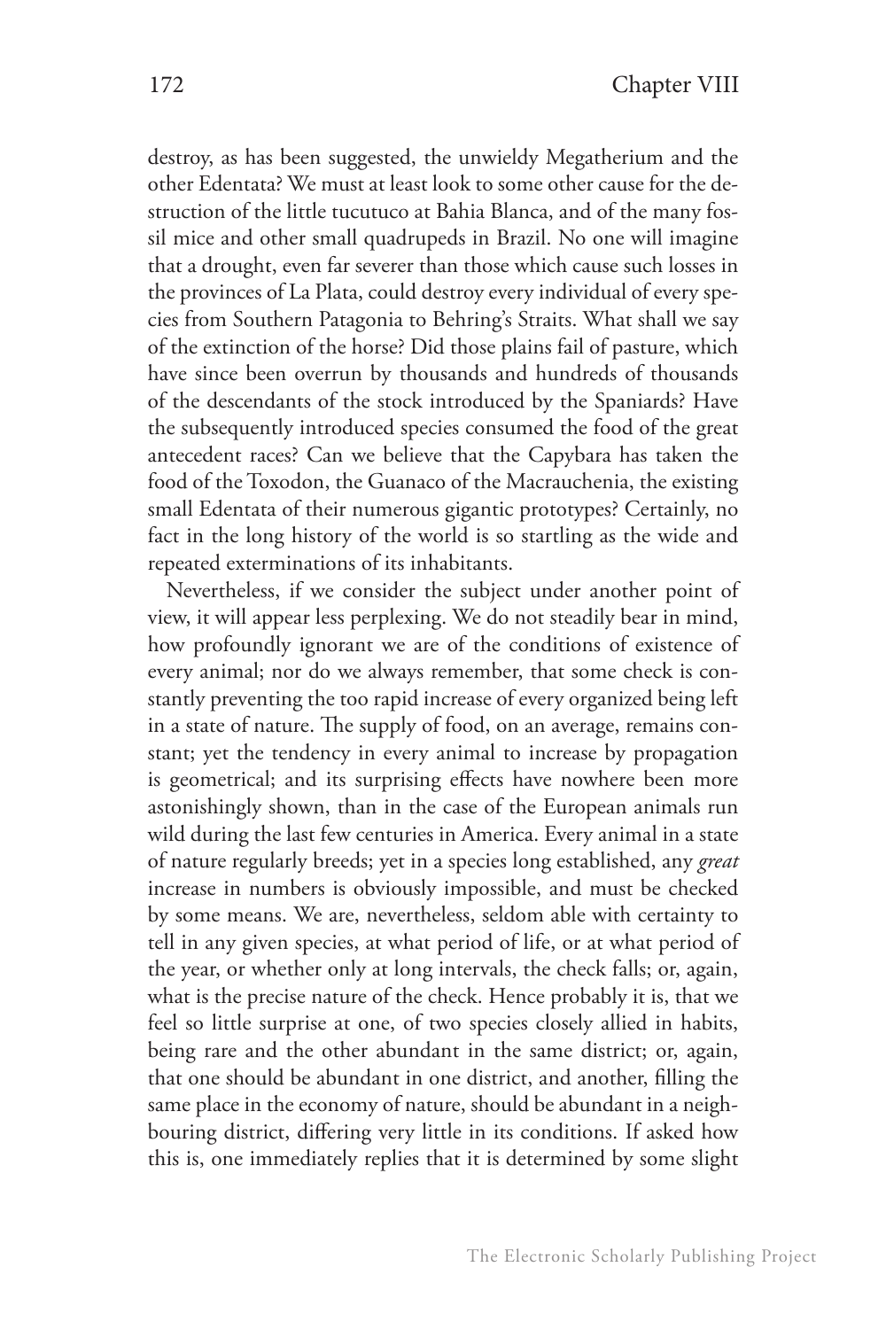destroy, as has been suggested, the unwieldy Megatherium and the other Edentata? We must at least look to some other cause for the destruction of the little tucutuco at Bahia Blanca, and of the many fossil mice and other small quadrupeds in Brazil. No one will imagine that a drought, even far severer than those which cause such losses in the provinces of La Plata, could destroy every individual of every species from Southern Patagonia to Behring's Straits. What shall we say of the extinction of the horse? Did those plains fail of pasture, which have since been overrun by thousands and hundreds of thousands of the descendants of the stock introduced by the Spaniards? Have the subsequently introduced species consumed the food of the great antecedent races? Can we believe that the Capybara has taken the food of the Toxodon, the Guanaco of the Macrauchenia, the existing small Edentata of their numerous gigantic prototypes? Certainly, no fact in the long history of the world is so startling as the wide and repeated exterminations of its inhabitants.

Nevertheless, if we consider the subject under another point of view, it will appear less perplexing. We do not steadily bear in mind, how profoundly ignorant we are of the conditions of existence of every animal; nor do we always remember, that some check is constantly preventing the too rapid increase of every organized being left in a state of nature. The supply of food, on an average, remains constant; yet the tendency in every animal to increase by propagation is geometrical; and its surprising effects have nowhere been more astonishingly shown, than in the case of the European animals run wild during the last few centuries in America. Every animal in a state of nature regularly breeds; yet in a species long established, any *great* increase in numbers is obviously impossible, and must be checked by some means. We are, nevertheless, seldom able with certainty to tell in any given species, at what period of life, or at what period of the year, or whether only at long intervals, the check falls; or, again, what is the precise nature of the check. Hence probably it is, that we feel so little surprise at one, of two species closely allied in habits, being rare and the other abundant in the same district; or, again, that one should be abundant in one district, and another, filling the same place in the economy of nature, should be abundant in a neighbouring district, differing very little in its conditions. If asked how this is, one immediately replies that it is determined by some slight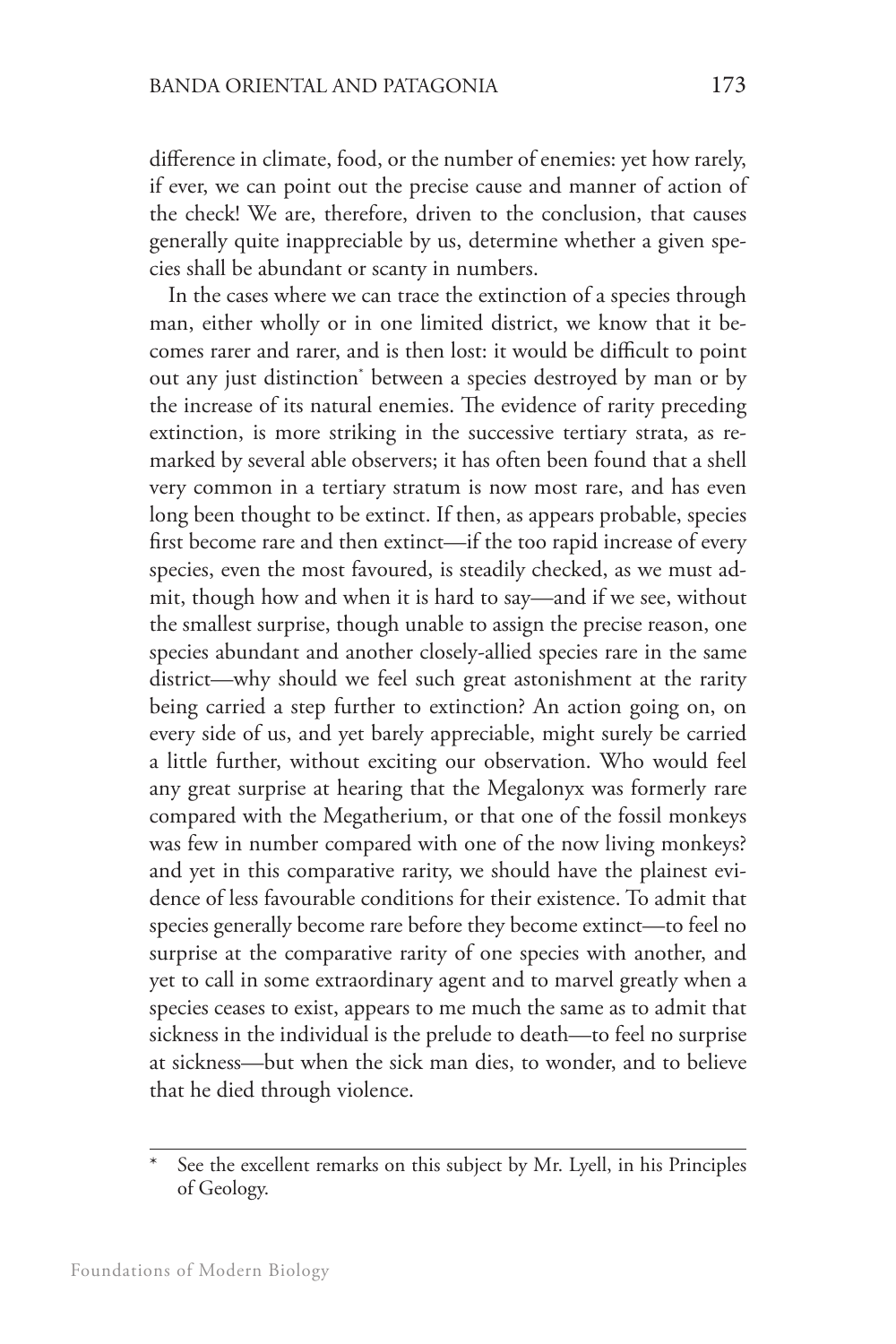difference in climate, food, or the number of enemies: yet how rarely, if ever, we can point out the precise cause and manner of action of the check! We are, therefore, driven to the conclusion, that causes generally quite inappreciable by us, determine whether a given species shall be abundant or scanty in numbers.

In the cases where we can trace the extinction of a species through man, either wholly or in one limited district, we know that it becomes rarer and rarer, and is then lost: it would be difficult to point out any just distinction* between a species destroyed by man or by the increase of its natural enemies. The evidence of rarity preceding extinction, is more striking in the successive tertiary strata, as remarked by several able observers; it has often been found that a shell very common in a tertiary stratum is now most rare, and has even long been thought to be extinct. If then, as appears probable, species first become rare and then extinct—if the too rapid increase of every species, even the most favoured, is steadily checked, as we must admit, though how and when it is hard to say—and if we see, without the smallest surprise, though unable to assign the precise reason, one species abundant and another closely-allied species rare in the same district—why should we feel such great astonishment at the rarity being carried a step further to extinction? An action going on, on every side of us, and yet barely appreciable, might surely be carried a little further, without exciting our observation. Who would feel any great surprise at hearing that the Megalonyx was formerly rare compared with the Megatherium, or that one of the fossil monkeys was few in number compared with one of the now living monkeys? and yet in this comparative rarity, we should have the plainest evidence of less favourable conditions for their existence. To admit that species generally become rare before they become extinct—to feel no surprise at the comparative rarity of one species with another, and yet to call in some extraordinary agent and to marvel greatly when a species ceases to exist, appears to me much the same as to admit that sickness in the individual is the prelude to death—to feel no surprise at sickness—but when the sick man dies, to wonder, and to believe that he died through violence.

---

* See the excellent remarks on this subject by Mr. Lyell, in his Principles of Geology.